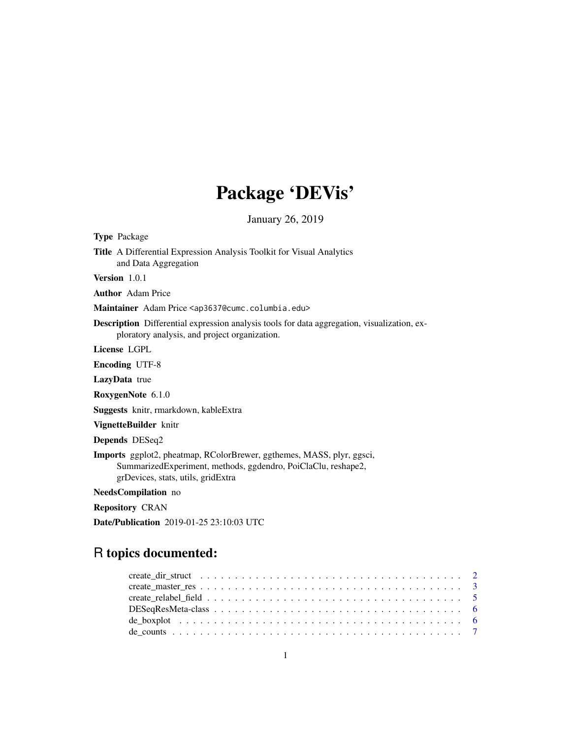# Package 'DEVis'

January 26, 2019

**Type** Package

**Title** A Differential Expression Analysis Toolkit for Visual Analytics and Data Aggregation

**Version** 1.0.1

**Author** Adam Price

**Maintainer** Adam Price <ap3637@cumc.columbia.edu>

**Description** Differential expression analysis tools for data aggregation, visualization, exploratory analysis, and project organization.

**License** LGPL

**Encoding** UTF-8

**LazyData** true

**RoxygenNote** 6.1.0

**Suggests** knitr, rmarkdown, kableExtra

**VignetteBuilder** knitr

**Depends** DESeq2

**Imports** ggplot2, pheatmap, RColorBrewer, ggthemes, MASS, plyr, ggsci, SummarizedExperiment, methods, ggdendro, PoiClaClu, reshape2, grDevices, stats, utils, gridExtra

**NeedsCompilation** no

**Repository** CRAN

**Date/Publication** 2019-01-25 23:10:03 UTC

## R topics documented:

- create_dir_struct . . . . . . . . . . . . . . . . . . . . . . . . . . . . . . . . . . . . . 2
- create_master_res . . . . . . . . . . . . . . . . . . . . . . . . . . . . . . . . . . . . . 3
- create_relabel_field . . . . . . . . . . . . . . . . . . . . . . . . . . . . . . . . . . . . 5
- DESeqResMeta-class . . . . . . . . . . . . . . . . . . . . . . . . . . . . . . . . . . . . 6
- de_boxplot . . . . . . . . . . . . . . . . . . . . . . . . . . . . . . . . . . . . . . . . 6
- de_counts . . . . . . . . . . . . . . . . . . . . . . . . . . . . . . . . . . . . . . . . . 7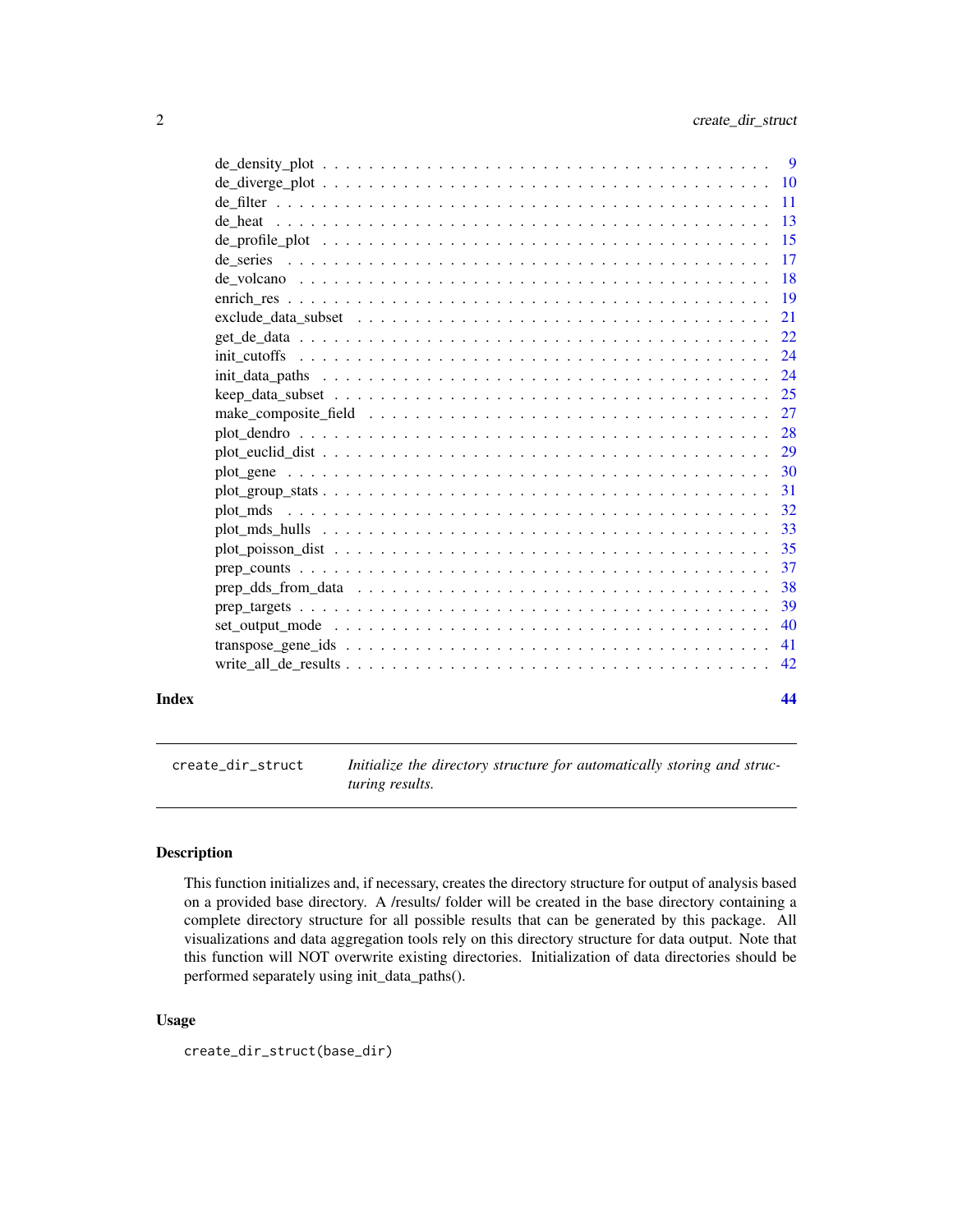de_density_plot . . . . . . . . . . . . . . . . . . . . . . . . . . . . . . . . . . . . . . . 9
de_diverge_plot . . . . . . . . . . . . . . . . . . . . . . . . . . . . . . . . . . . . . . . 10
de_filter . . . . . . . . . . . . . . . . . . . . . . . . . . . . . . . . . . . . . . . . . . . 11
de_heat . . . . . . . . . . . . . . . . . . . . . . . . . . . . . . . . . . . . . . . . . . . . 13
de_profile_plot . . . . . . . . . . . . . . . . . . . . . . . . . . . . . . . . . . . . . . . 15
de_series . . . . . . . . . . . . . . . . . . . . . . . . . . . . . . . . . . . . . . . . . . . 17
de_volcano . . . . . . . . . . . . . . . . . . . . . . . . . . . . . . . . . . . . . . . . . . 18
enrich_res . . . . . . . . . . . . . . . . . . . . . . . . . . . . . . . . . . . . . . . . . . 19
exclude_data_subset . . . . . . . . . . . . . . . . . . . . . . . . . . . . . . . . . . . . . 21
get_de_data . . . . . . . . . . . . . . . . . . . . . . . . . . . . . . . . . . . . . . . . . 22
init_cutoffs . . . . . . . . . . . . . . . . . . . . . . . . . . . . . . . . . . . . . . . . . 24
init_data_paths . . . . . . . . . . . . . . . . . . . . . . . . . . . . . . . . . . . . . . . 24
keep_data_subset . . . . . . . . . . . . . . . . . . . . . . . . . . . . . . . . . . . . . . 25
make_composite_field . . . . . . . . . . . . . . . . . . . . . . . . . . . . . . . . . . . . 27
plot_dendro . . . . . . . . . . . . . . . . . . . . . . . . . . . . . . . . . . . . . . . . . 28
plot_euclid_dist . . . . . . . . . . . . . . . . . . . . . . . . . . . . . . . . . . . . . . . 29
plot_gene . . . . . . . . . . . . . . . . . . . . . . . . . . . . . . . . . . . . . . . . . . . 30
plot_group_stats . . . . . . . . . . . . . . . . . . . . . . . . . . . . . . . . . . . . . . . 31
plot_mds . . . . . . . . . . . . . . . . . . . . . . . . . . . . . . . . . . . . . . . . . . . 32
plot_mds_hulls . . . . . . . . . . . . . . . . . . . . . . . . . . . . . . . . . . . . . . . . 33
plot_poisson_dist . . . . . . . . . . . . . . . . . . . . . . . . . . . . . . . . . . . . . . 35
prep_counts . . . . . . . . . . . . . . . . . . . . . . . . . . . . . . . . . . . . . . . . . 37
prep_dds_from_data . . . . . . . . . . . . . . . . . . . . . . . . . . . . . . . . . . . . . 38
prep_targets . . . . . . . . . . . . . . . . . . . . . . . . . . . . . . . . . . . . . . . . . 39
set_output_mode . . . . . . . . . . . . . . . . . . . . . . . . . . . . . . . . . . . . . . . 40
transpose_gene_ids . . . . . . . . . . . . . . . . . . . . . . . . . . . . . . . . . . . . . . 41
write_all_de_results . . . . . . . . . . . . . . . . . . . . . . . . . . . . . . . . . . . . . 42

**Index** **44**

---

`create_dir_struct` *Initialize the directory structure for automatically storing and structuring results.*

---

## Description

This function initializes and, if necessary, creates the directory structure for output of analysis based on a provided base directory. A /results/ folder will be created in the base directory containing a complete directory structure for all possible results that can be generated by this package. All visualizations and data aggregation tools rely on this directory structure for data output. Note that this function will NOT overwrite existing directories. Initialization of data directories should be performed separately using init_data_paths().

## Usage

```
create_dir_struct(base_dir)
```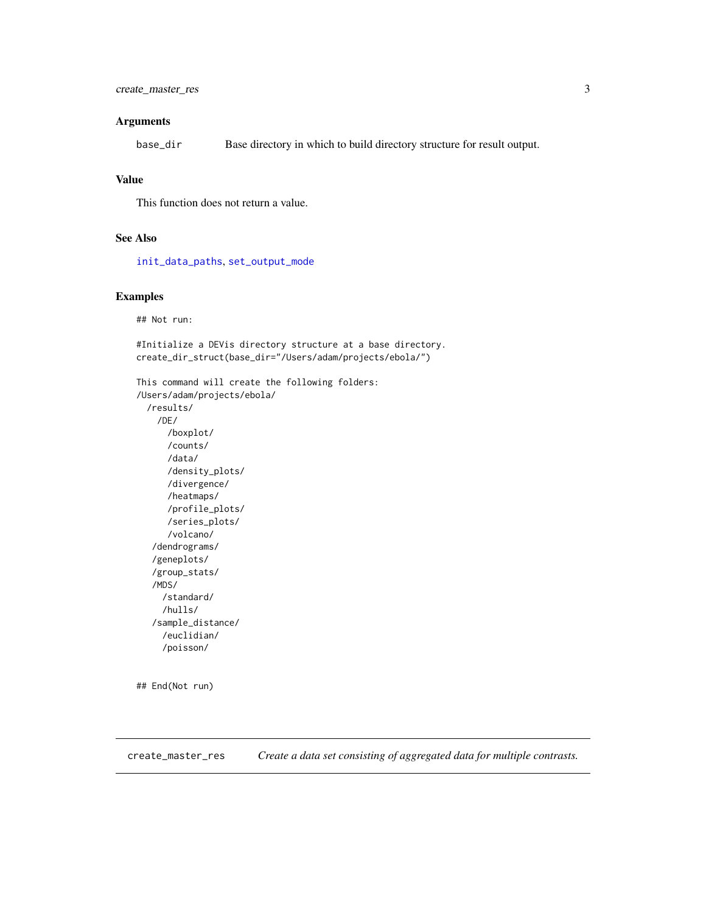### Arguments

`base_dir` Base directory in which to build directory structure for result output.

### Value

This function does not return a value.

### See Also

init_data_paths, set_output_mode

### Examples

```
## Not run:

#Initialize a DEVis directory structure at a base directory.
create_dir_struct(base_dir="/Users/adam/projects/ebola/")

This command will create the following folders:
/Users/adam/projects/ebola/
  /results/
    /DE/
      /boxplot/
      /counts/
      /data/
      /density_plots/
      /divergence/
      /heatmaps/
      /profile_plots/
      /series_plots/
      /volcano/
   /dendrograms/
   /geneplots/
   /group_stats/
   /MDS/
     /standard/
     /hulls/
   /sample_distance/
     /euclidian/
     /poisson/


## End(Not run)
```

---

## create_master_res — *Create a data set consisting of aggregated data for multiple contrasts.*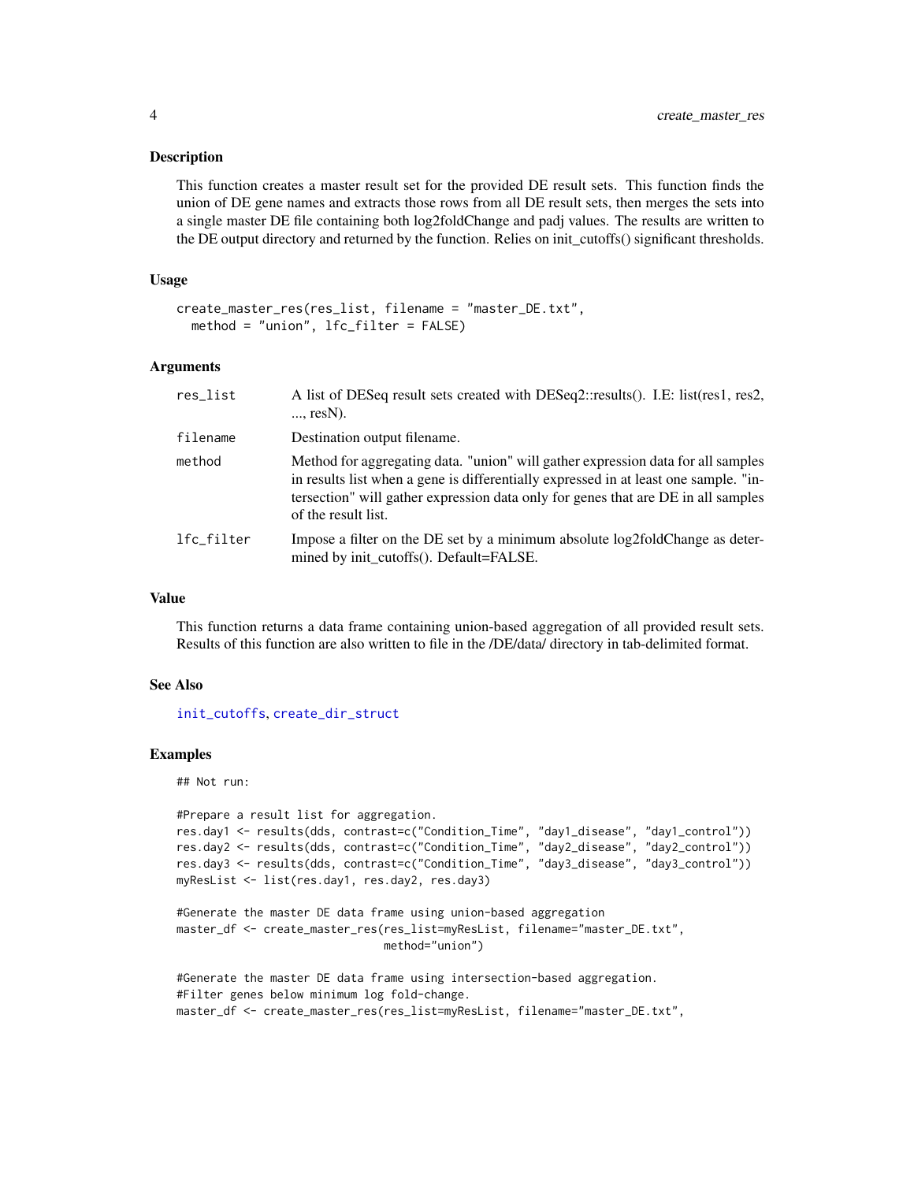### Description

This function creates a master result set for the provided DE result sets. This function finds the union of DE gene names and extracts those rows from all DE result sets, then merges the sets into a single master DE file containing both log2foldChange and padj values. The results are written to the DE output directory and returned by the function. Relies on init_cutoffs() significant thresholds.

### Usage

```
create_master_res(res_list, filename = "master_DE.txt",
  method = "union", lfc_filter = FALSE)
```

### Arguments

| | |
|---|---|
| `res_list` | A list of DESeq result sets created with DESeq2::results(). I.E: list(res1, res2, ..., resN). |
| `filename` | Destination output filename. |
| `method` | Method for aggregating data. "union" will gather expression data for all samples in results list when a gene is differentially expressed in at least one sample. "intersection" will gather expression data only for genes that are DE in all samples of the result list. |
| `lfc_filter` | Impose a filter on the DE set by a minimum absolute log2foldChange as determined by init_cutoffs(). Default=FALSE. |

### Value

This function returns a data frame containing union-based aggregation of all provided result sets. Results of this function are also written to file in the /DE/data/ directory in tab-delimited format.

### See Also

init_cutoffs, create_dir_struct

### Examples

```
## Not run:

#Prepare a result list for aggregation.
res.day1 <- results(dds, contrast=c("Condition_Time", "day1_disease", "day1_control"))
res.day2 <- results(dds, contrast=c("Condition_Time", "day2_disease", "day2_control"))
res.day3 <- results(dds, contrast=c("Condition_Time", "day3_disease", "day3_control"))
myResList <- list(res.day1, res.day2, res.day3)

#Generate the master DE data frame using union-based aggregation
master_df <- create_master_res(res_list=myResList, filename="master_DE.txt",
                              method="union")

#Generate the master DE data frame using intersection-based aggregation.
#Filter genes below minimum log fold-change.
master_df <- create_master_res(res_list=myResList, filename="master_DE.txt",
```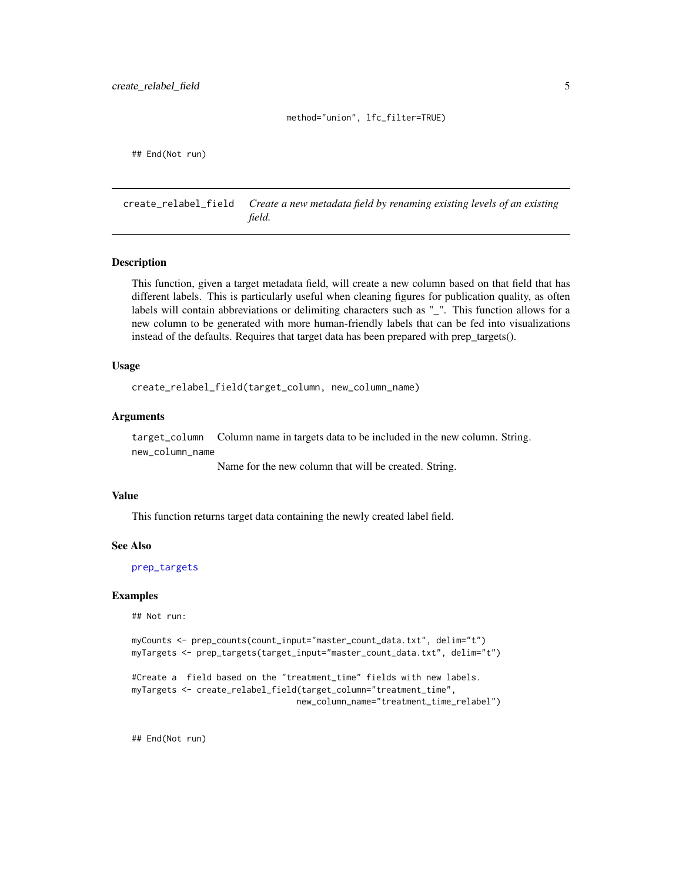```
                                    method="union", lfc_filter=TRUE)

## End(Not run)
```

---

## create_relabel_field — *Create a new metadata field by renaming existing levels of an existing field.*

### Description

This function, given a target metadata field, will create a new column based on that field that has different labels. This is particularly useful when cleaning figures for publication quality, as often labels will contain abbreviations or delimiting characters such as "_". This function allows for a new column to be generated with more human-friendly labels that can be fed into visualizations instead of the defaults. Requires that target data has been prepared with prep_targets().

### Usage

```
create_relabel_field(target_column, new_column_name)
```

### Arguments

| | |
|---|---|
| `target_column` | Column name in targets data to be included in the new column. String. |
| `new_column_name` | Name for the new column that will be created. String. |

### Value

This function returns target data containing the newly created label field.

### See Also

prep_targets

### Examples

```
## Not run:

myCounts <- prep_counts(count_input="master_count_data.txt", delim="t")
myTargets <- prep_targets(target_input="master_count_data.txt", delim="t")

#Create a  field based on the "treatment_time" fields with new labels.
myTargets <- create_relabel_field(target_column="treatment_time",
                                  new_column_name="treatment_time_relabel")


## End(Not run)
```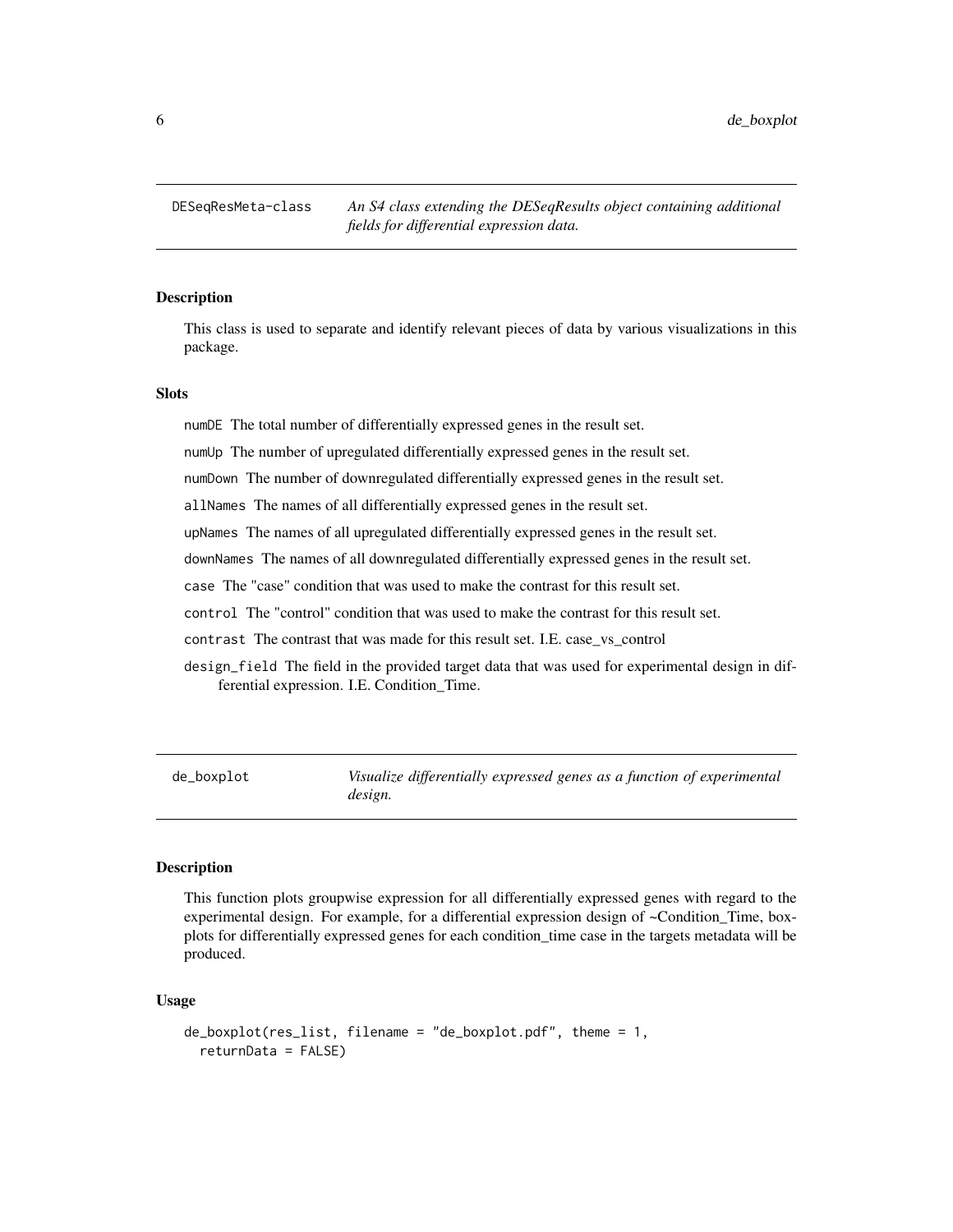## DESeqResMeta-class

*An S4 class extending the DESeqResults object containing additional fields for differential expression data.*

### Description

This class is used to separate and identify relevant pieces of data by various visualizations in this package.

### Slots

- `numDE` The total number of differentially expressed genes in the result set.
- `numUp` The number of upregulated differentially expressed genes in the result set.
- `numDown` The number of downregulated differentially expressed genes in the result set.
- `allNames` The names of all differentially expressed genes in the result set.
- `upNames` The names of all upregulated differentially expressed genes in the result set.
- `downNames` The names of all downregulated differentially expressed genes in the result set.
- `case` The "case" condition that was used to make the contrast for this result set.
- `control` The "control" condition that was used to make the contrast for this result set.
- `contrast` The contrast that was made for this result set. I.E. case_vs_control
- `design_field` The field in the provided target data that was used for experimental design in differential expression. I.E. Condition_Time.

## de_boxplot

*Visualize differentially expressed genes as a function of experimental design.*

### Description

This function plots groupwise expression for all differentially expressed genes with regard to the experimental design. For example, for a differential expression design of ~Condition_Time, boxplots for differentially expressed genes for each condition_time case in the targets metadata will be produced.

### Usage

```
de_boxplot(res_list, filename = "de_boxplot.pdf", theme = 1,
  returnData = FALSE)
```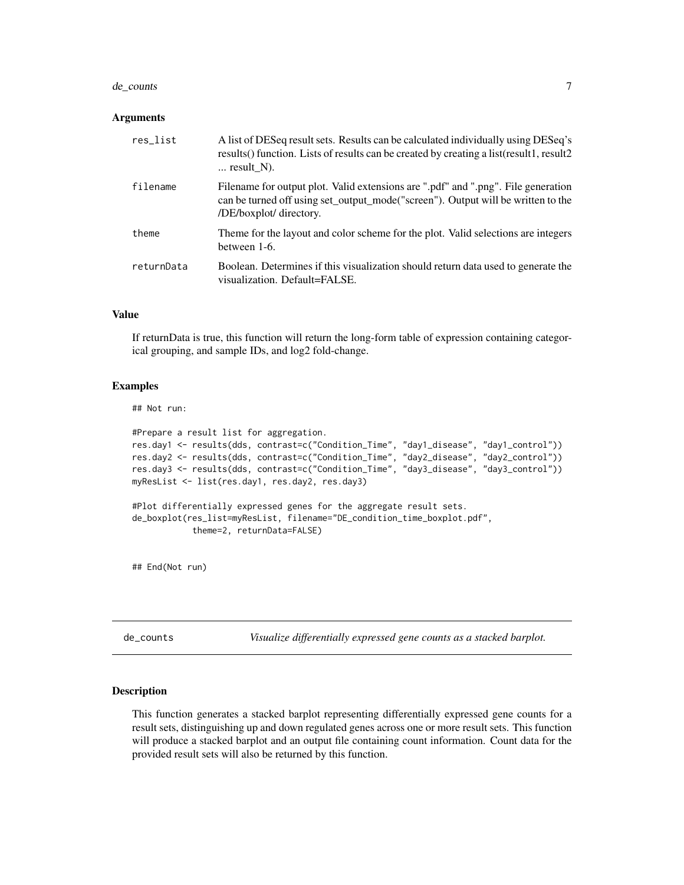### Arguments

| | |
|---|---|
| res_list | A list of DESeq result sets. Results can be calculated individually using DESeq's results() function. Lists of results can be created by creating a list(result1, result2 ... result_N). |
| filename | Filename for output plot. Valid extensions are ".pdf" and ".png". File generation can be turned off using set_output_mode("screen"). Output will be written to the /DE/boxplot/ directory. |
| theme | Theme for the layout and color scheme for the plot. Valid selections are integers between 1-6. |
| returnData | Boolean. Determines if this visualization should return data used to generate the visualization. Default=FALSE. |

### Value

If returnData is true, this function will return the long-form table of expression containing categorical grouping, and sample IDs, and log2 fold-change.

### Examples

```
## Not run:

#Prepare a result list for aggregation.
res.day1 <- results(dds, contrast=c("Condition_Time", "day1_disease", "day1_control"))
res.day2 <- results(dds, contrast=c("Condition_Time", "day2_disease", "day2_control"))
res.day3 <- results(dds, contrast=c("Condition_Time", "day3_disease", "day3_control"))
myResList <- list(res.day1, res.day2, res.day3)

#Plot differentially expressed genes for the aggregate result sets.
de_boxplot(res_list=myResList, filename="DE_condition_time_boxplot.pdf",
           theme=2, returnData=FALSE)


## End(Not run)
```

---

## de_counts *Visualize differentially expressed gene counts as a stacked barplot.*

---

### Description

This function generates a stacked barplot representing differentially expressed gene counts for a result sets, distinguishing up and down regulated genes across one or more result sets. This function will produce a stacked barplot and an output file containing count information. Count data for the provided result sets will also be returned by this function.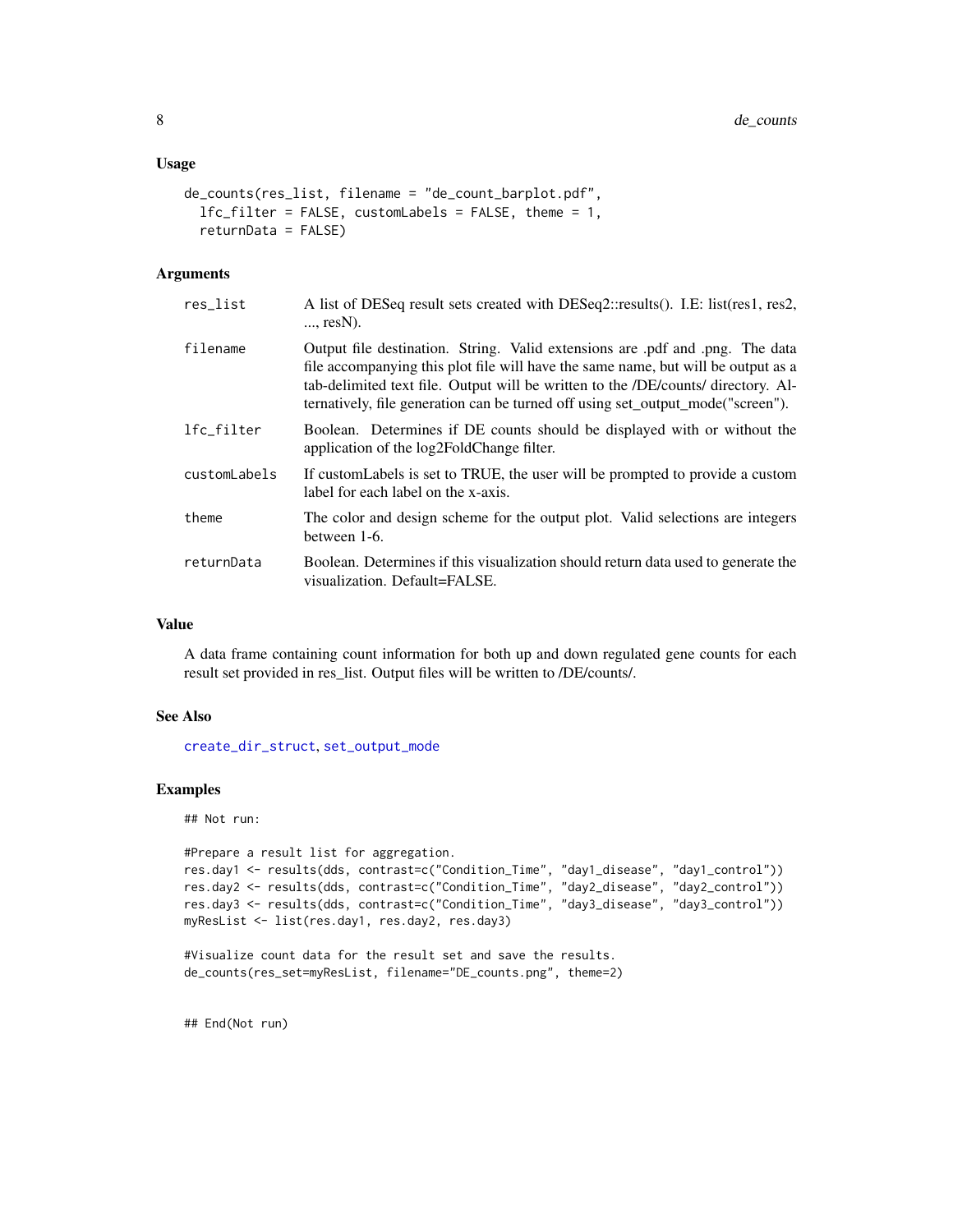### Usage

```
de_counts(res_list, filename = "de_count_barplot.pdf",
  lfc_filter = FALSE, customLabels = FALSE, theme = 1,
  returnData = FALSE)
```

### Arguments

| Argument | Description |
|---|---|
| res_list | A list of DESeq result sets created with DESeq2::results(). I.E: list(res1, res2, ..., resN). |
| filename | Output file destination. String. Valid extensions are .pdf and .png. The data file accompanying this plot file will have the same name, but will be output as a tab-delimited text file. Output will be written to the /DE/counts/ directory. Alternatively, file generation can be turned off using set_output_mode("screen"). |
| lfc_filter | Boolean. Determines if DE counts should be displayed with or without the application of the log2FoldChange filter. |
| customLabels | If customLabels is set to TRUE, the user will be prompted to provide a custom label for each label on the x-axis. |
| theme | The color and design scheme for the output plot. Valid selections are integers between 1-6. |
| returnData | Boolean. Determines if this visualization should return data used to generate the visualization. Default=FALSE. |

### Value

A data frame containing count information for both up and down regulated gene counts for each result set provided in res_list. Output files will be written to /DE/counts/.

### See Also

create_dir_struct, set_output_mode

### Examples

```
## Not run:

#Prepare a result list for aggregation.
res.day1 <- results(dds, contrast=c("Condition_Time", "day1_disease", "day1_control"))
res.day2 <- results(dds, contrast=c("Condition_Time", "day2_disease", "day2_control"))
res.day3 <- results(dds, contrast=c("Condition_Time", "day3_disease", "day3_control"))
myResList <- list(res.day1, res.day2, res.day3)

#Visualize count data for the result set and save the results.
de_counts(res_set=myResList, filename="DE_counts.png", theme=2)


## End(Not run)
```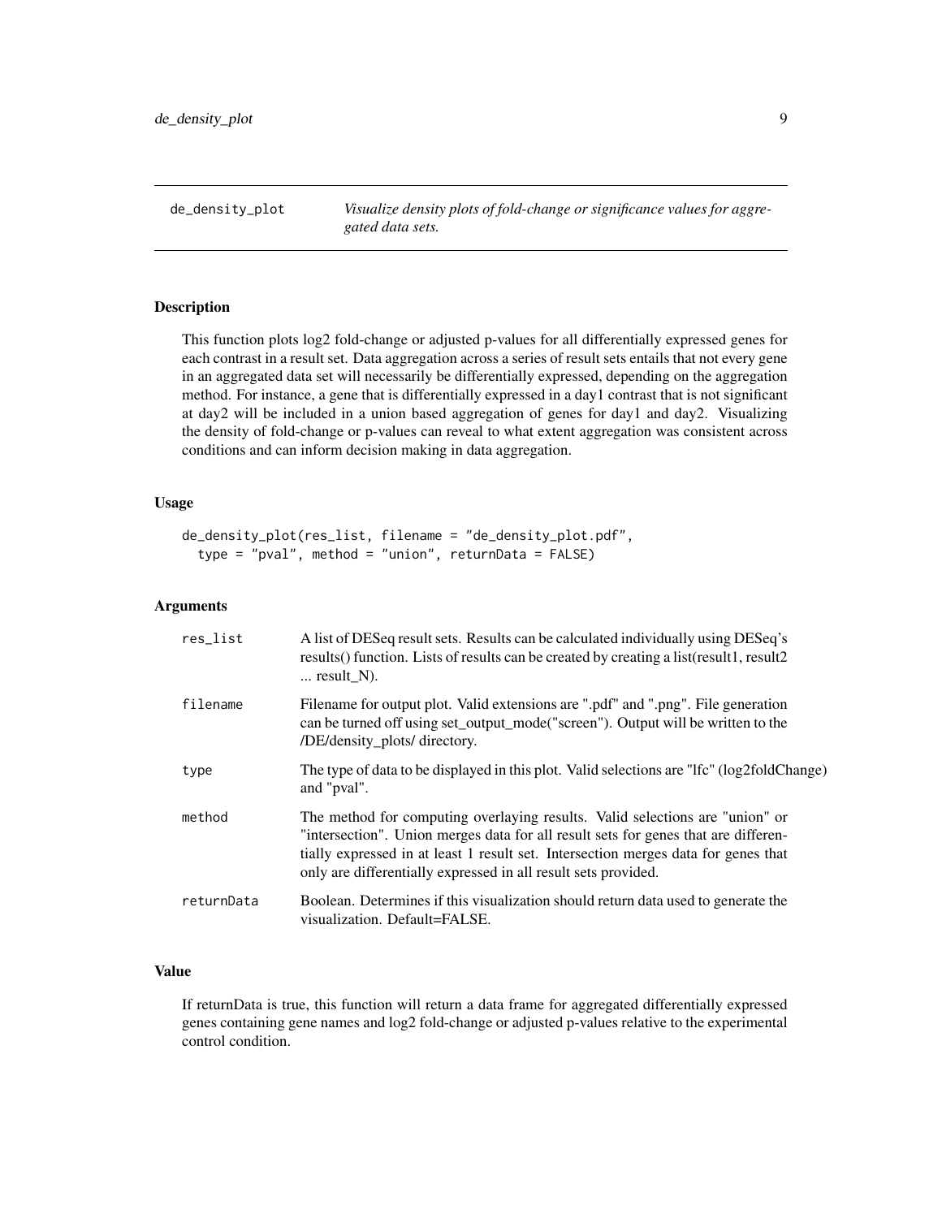## de_density_plot

*Visualize density plots of fold-change or significance values for aggregated data sets.*

### Description

This function plots log2 fold-change or adjusted p-values for all differentially expressed genes for each contrast in a result set. Data aggregation across a series of result sets entails that not every gene in an aggregated data set will necessarily be differentially expressed, depending on the aggregation method. For instance, a gene that is differentially expressed in a day1 contrast that is not significant at day2 will be included in a union based aggregation of genes for day1 and day2. Visualizing the density of fold-change or p-values can reveal to what extent aggregation was consistent across conditions and can inform decision making in data aggregation.

### Usage

```
de_density_plot(res_list, filename = "de_density_plot.pdf",
  type = "pval", method = "union", returnData = FALSE)
```

### Arguments

| | |
|---|---|
| res_list | A list of DESeq result sets. Results can be calculated individually using DESeq's results() function. Lists of results can be created by creating a list(result1, result2 ... result_N). |
| filename | Filename for output plot. Valid extensions are ".pdf" and ".png". File generation can be turned off using set_output_mode("screen"). Output will be written to the /DE/density_plots/ directory. |
| type | The type of data to be displayed in this plot. Valid selections are "lfc" (log2foldChange) and "pval". |
| method | The method for computing overlaying results. Valid selections are "union" or "intersection". Union merges data for all result sets for genes that are differentially expressed in at least 1 result set. Intersection merges data for genes that only are differentially expressed in all result sets provided. |
| returnData | Boolean. Determines if this visualization should return data used to generate the visualization. Default=FALSE. |

### Value

If returnData is true, this function will return a data frame for aggregated differentially expressed genes containing gene names and log2 fold-change or adjusted p-values relative to the experimental control condition.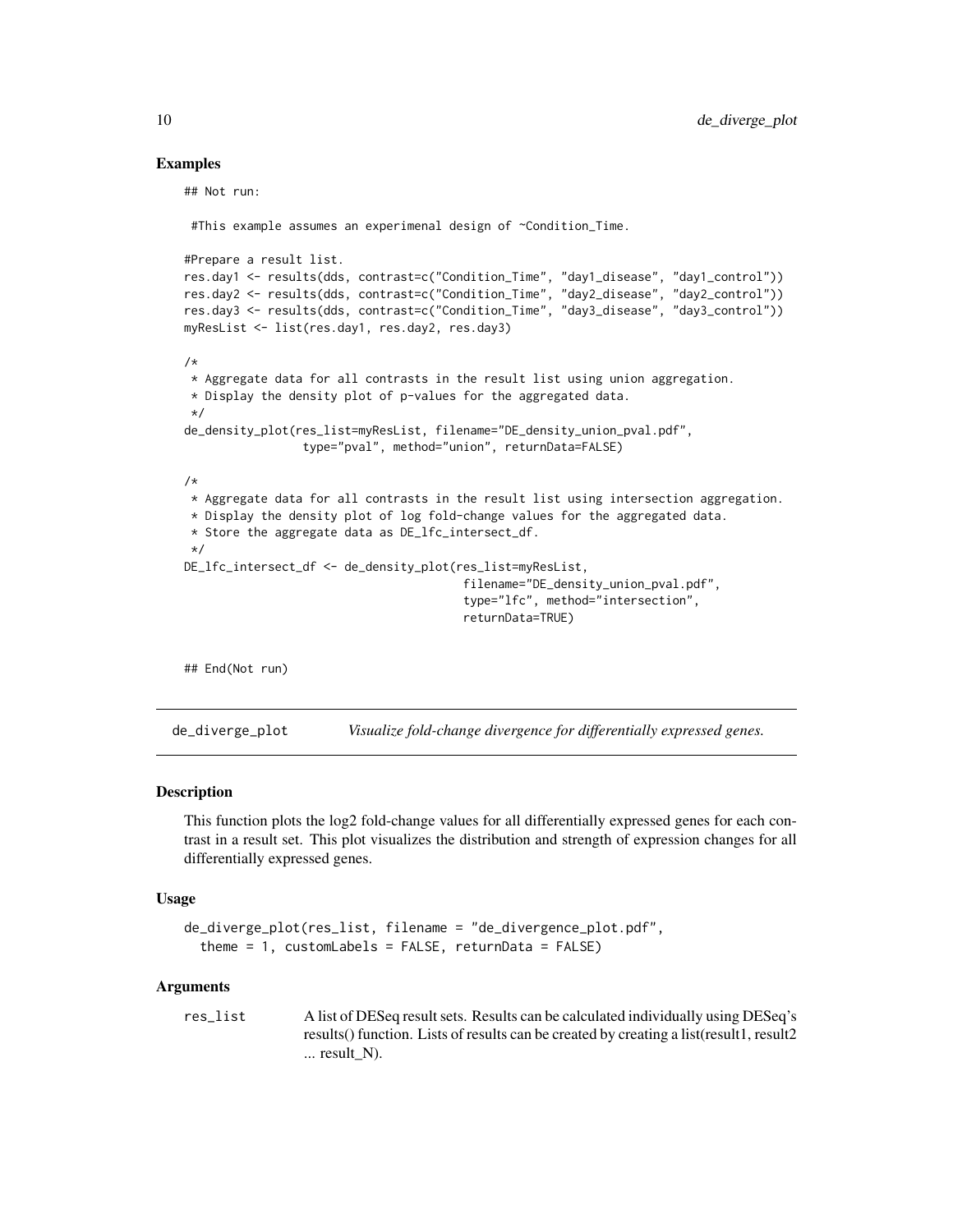### Examples

```
## Not run:

 #This example assumes an experimenal design of ~Condition_Time.

#Prepare a result list.
res.day1 <- results(dds, contrast=c("Condition_Time", "day1_disease", "day1_control"))
res.day2 <- results(dds, contrast=c("Condition_Time", "day2_disease", "day2_control"))
res.day3 <- results(dds, contrast=c("Condition_Time", "day3_disease", "day3_control"))
myResList <- list(res.day1, res.day2, res.day3)

/*
 * Aggregate data for all contrasts in the result list using union aggregation.
 * Display the density plot of p-values for the aggregated data.
 */
de_density_plot(res_list=myResList, filename="DE_density_union_pval.pdf",
                type="pval", method="union", returnData=FALSE)

/*
 * Aggregate data for all contrasts in the result list using intersection aggregation.
 * Display the density plot of log fold-change values for the aggregated data.
 * Store the aggregate data as DE_lfc_intersect_df.
 */
DE_lfc_intersect_df <- de_density_plot(res_list=myResList,
                                       filename="DE_density_union_pval.pdf",
                                       type="lfc", method="intersection",
                                       returnData=TRUE)


## End(Not run)
```

---

## de_diverge_plot — *Visualize fold-change divergence for differentially expressed genes.*

### Description

This function plots the log2 fold-change values for all differentially expressed genes for each contrast in a result set. This plot visualizes the distribution and strength of expression changes for all differentially expressed genes.

### Usage

```
de_diverge_plot(res_list, filename = "de_divergence_plot.pdf",
  theme = 1, customLabels = FALSE, returnData = FALSE)
```

### Arguments

| | |
|---|---|
| `res_list` | A list of DESeq result sets. Results can be calculated individually using DESeq's results() function. Lists of results can be created by creating a list(result1, result2 ... result_N). |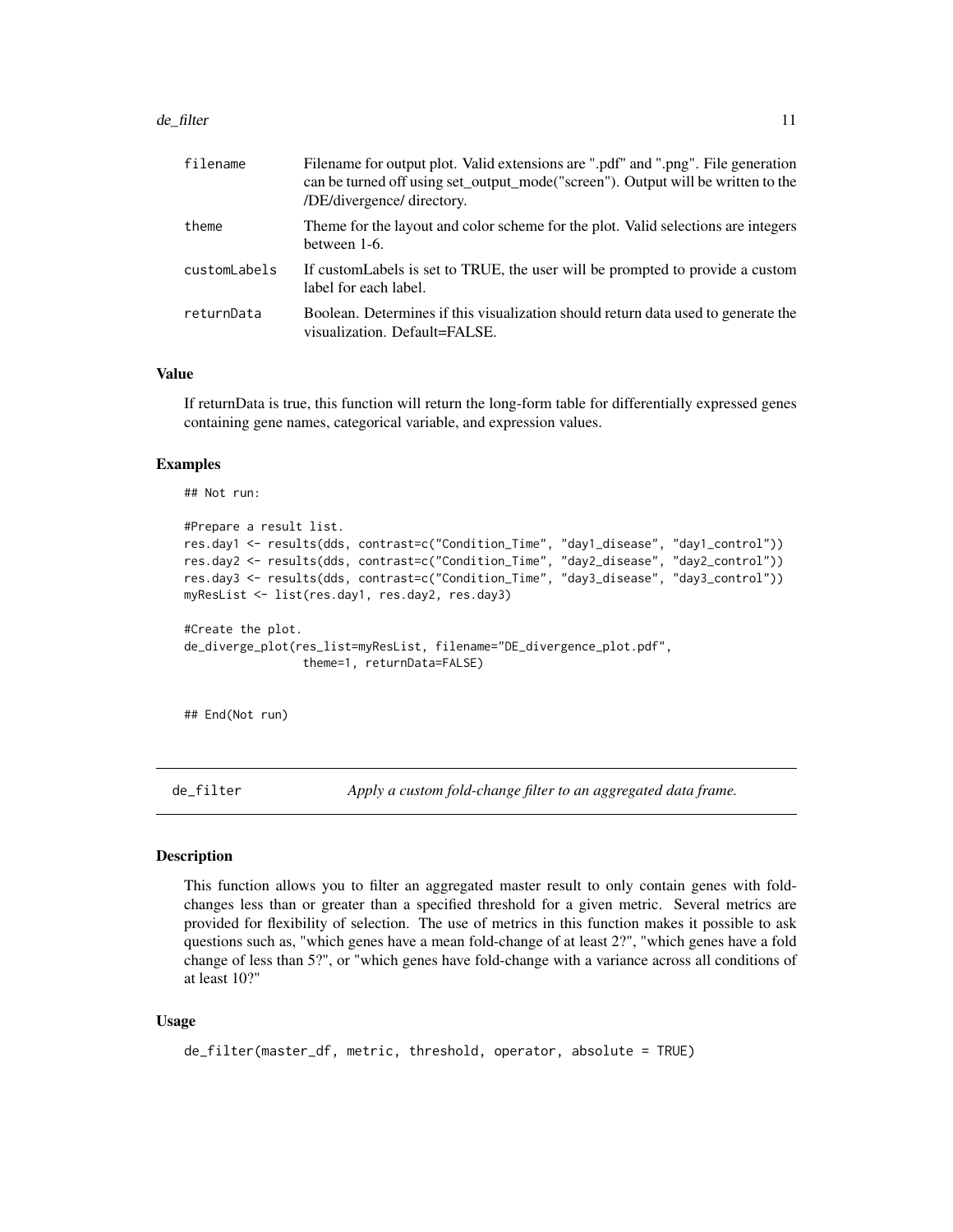| | |
|---|---|
| filename | Filename for output plot. Valid extensions are ".pdf" and ".png". File generation can be turned off using set_output_mode("screen"). Output will be written to the /DE/divergence/ directory. |
| theme | Theme for the layout and color scheme for the plot. Valid selections are integers between 1-6. |
| customLabels | If customLabels is set to TRUE, the user will be prompted to provide a custom label for each label. |
| returnData | Boolean. Determines if this visualization should return data used to generate the visualization. Default=FALSE. |

### Value

If returnData is true, this function will return the long-form table for differentially expressed genes containing gene names, categorical variable, and expression values.

### Examples

```
## Not run:

#Prepare a result list.
res.day1 <- results(dds, contrast=c("Condition_Time", "day1_disease", "day1_control"))
res.day2 <- results(dds, contrast=c("Condition_Time", "day2_disease", "day2_control"))
res.day3 <- results(dds, contrast=c("Condition_Time", "day3_disease", "day3_control"))
myResList <- list(res.day1, res.day2, res.day3)

#Create the plot.
de_diverge_plot(res_list=myResList, filename="DE_divergence_plot.pdf",
                theme=1, returnData=FALSE)


## End(Not run)
```

## de_filter — *Apply a custom fold-change filter to an aggregated data frame.*

### Description

This function allows you to filter an aggregated master result to only contain genes with fold-changes less than or greater than a specified threshold for a given metric. Several metrics are provided for flexibility of selection. The use of metrics in this function makes it possible to ask questions such as, "which genes have a mean fold-change of at least 2?", "which genes have a fold change of less than 5?", or "which genes have fold-change with a variance across all conditions of at least 10?"

### Usage

```
de_filter(master_df, metric, threshold, operator, absolute = TRUE)
```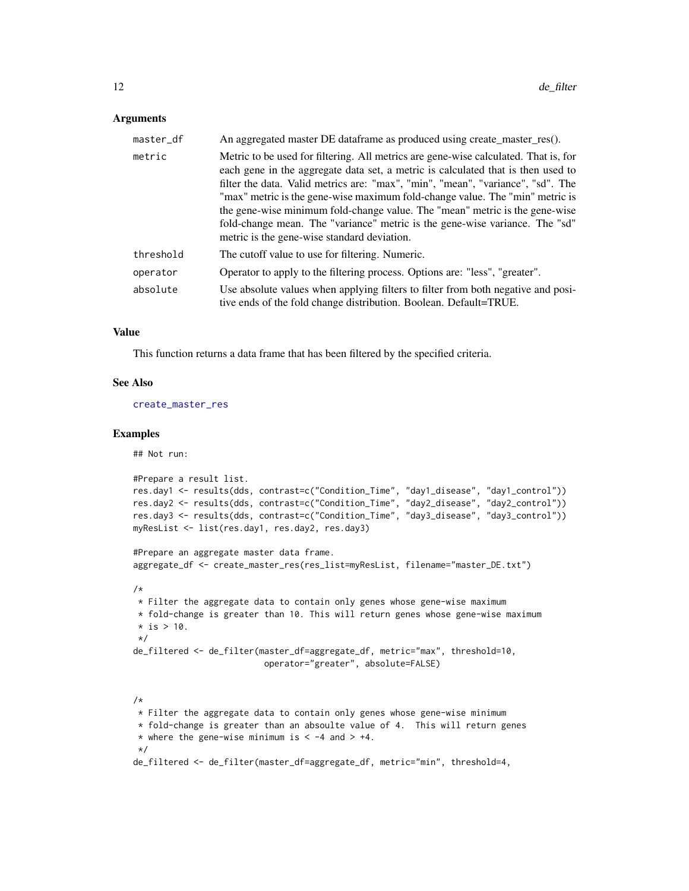### Arguments

| | |
|---|---|
| `master_df` | An aggregated master DE dataframe as produced using create_master_res(). |
| `metric` | Metric to be used for filtering. All metrics are gene-wise calculated. That is, for each gene in the aggregate data set, a metric is calculated that is then used to filter the data. Valid metrics are: "max", "min", "mean", "variance", "sd". The "max" metric is the gene-wise maximum fold-change value. The "min" metric is the gene-wise minimum fold-change value. The "mean" metric is the gene-wise fold-change mean. The "variance" metric is the gene-wise variance. The "sd" metric is the gene-wise standard deviation. |
| `threshold` | The cutoff value to use for filtering. Numeric. |
| `operator` | Operator to apply to the filtering process. Options are: "less", "greater". |
| `absolute` | Use absolute values when applying filters to filter from both negative and positive ends of the fold change distribution. Boolean. Default=TRUE. |

### Value

This function returns a data frame that has been filtered by the specified criteria.

### See Also

`create_master_res`

### Examples

```
## Not run:

#Prepare a result list.
res.day1 <- results(dds, contrast=c("Condition_Time", "day1_disease", "day1_control"))
res.day2 <- results(dds, contrast=c("Condition_Time", "day2_disease", "day2_control"))
res.day3 <- results(dds, contrast=c("Condition_Time", "day3_disease", "day3_control"))
myResList <- list(res.day1, res.day2, res.day3)

#Prepare an aggregate master data frame.
aggregate_df <- create_master_res(res_list=myResList, filename="master_DE.txt")

/*
 * Filter the aggregate data to contain only genes whose gene-wise maximum
 * fold-change is greater than 10. This will return genes whose gene-wise maximum
 * is > 10.
 */
de_filtered <- de_filter(master_df=aggregate_df, metric="max", threshold=10,
                         operator="greater", absolute=FALSE)


/*
 * Filter the aggregate data to contain only genes whose gene-wise minimum
 * fold-change is greater than an absoulte value of 4.  This will return genes
 * where the gene-wise minimum is < -4 and > +4.
 */
de_filtered <- de_filter(master_df=aggregate_df, metric="min", threshold=4,
```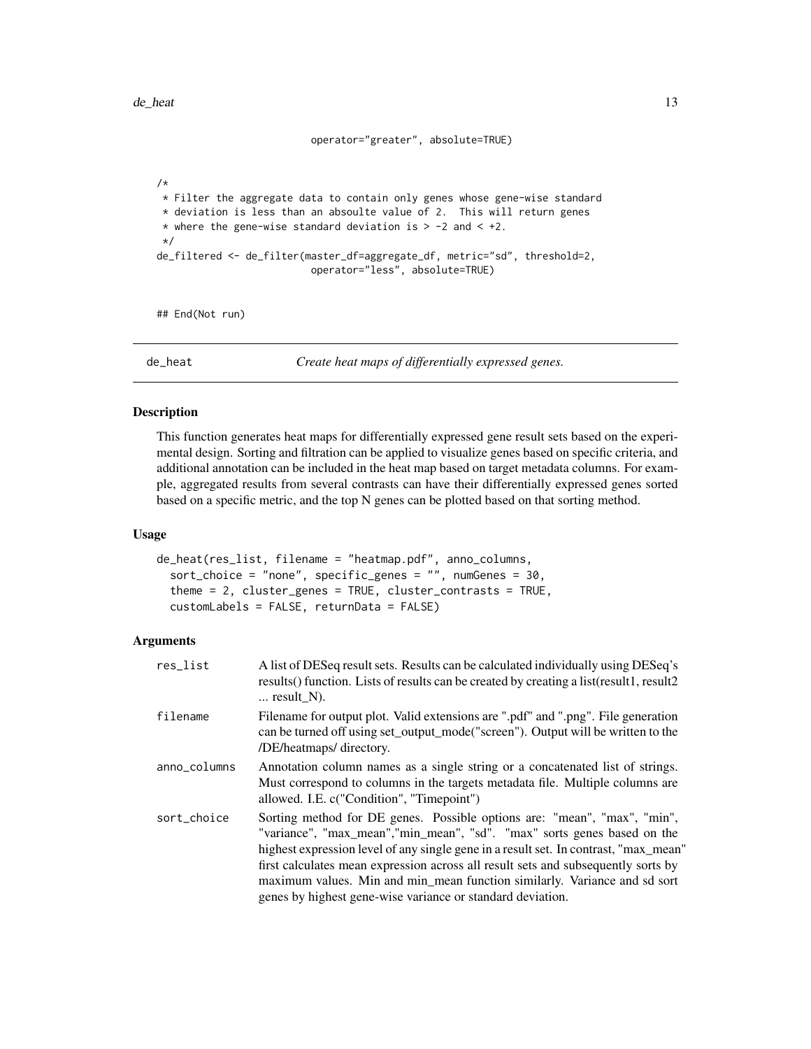```
                          operator="greater", absolute=TRUE)


/*
 * Filter the aggregate data to contain only genes whose gene-wise standard
 * deviation is less than an absoulte value of 2.  This will return genes
 * where the gene-wise standard deviation is > -2 and < +2.
 */
de_filtered <- de_filter(master_df=aggregate_df, metric="sd", threshold=2,
                          operator="less", absolute=TRUE)


## End(Not run)
```

## de_heat — *Create heat maps of differentially expressed genes.*

### Description

This function generates heat maps for differentially expressed gene result sets based on the experimental design. Sorting and filtration can be applied to visualize genes based on specific criteria, and additional annotation can be included in the heat map based on target metadata columns. For example, aggregated results from several contrasts can have their differentially expressed genes sorted based on a specific metric, and the top N genes can be plotted based on that sorting method.

### Usage

```
de_heat(res_list, filename = "heatmap.pdf", anno_columns,
  sort_choice = "none", specific_genes = "", numGenes = 30,
  theme = 2, cluster_genes = TRUE, cluster_contrasts = TRUE,
  customLabels = FALSE, returnData = FALSE)
```

### Arguments

| | |
|---|---|
| res_list | A list of DESeq result sets. Results can be calculated individually using DESeq's results() function. Lists of results can be created by creating a list(result1, result2 ... result_N). |
| filename | Filename for output plot. Valid extensions are ".pdf" and ".png". File generation can be turned off using set_output_mode("screen"). Output will be written to the /DE/heatmaps/ directory. |
| anno_columns | Annotation column names as a single string or a concatenated list of strings. Must correspond to columns in the targets metadata file. Multiple columns are allowed. I.E. c("Condition", "Timepoint") |
| sort_choice | Sorting method for DE genes. Possible options are: "mean", "max", "min", "variance", "max_mean","min_mean", "sd". "max" sorts genes based on the highest expression level of any single gene in a result set. In contrast, "max_mean" first calculates mean expression across all result sets and subsequently sorts by maximum values. Min and min_mean function similarly. Variance and sd sort genes by highest gene-wise variance or standard deviation. |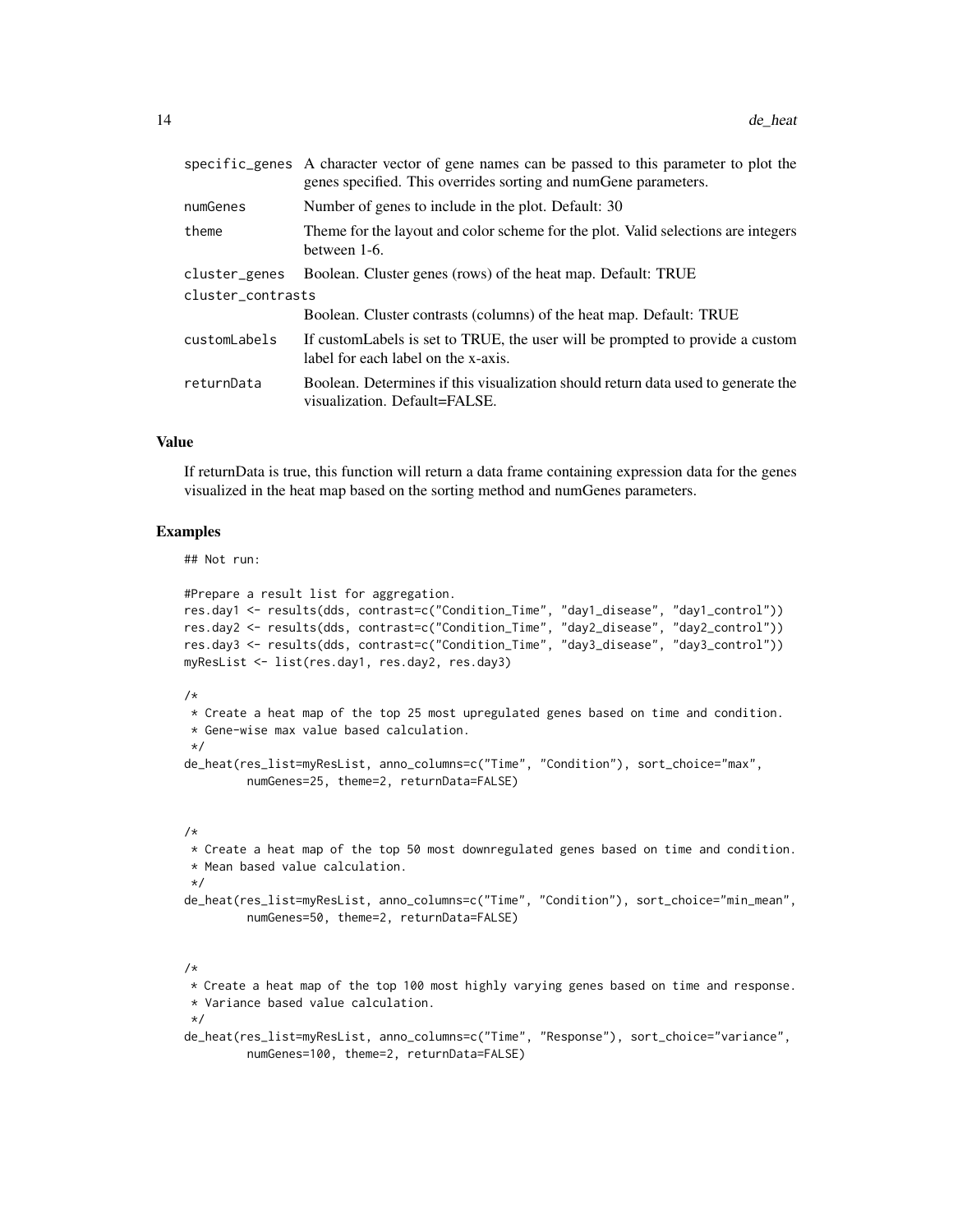| | |
|---|---|
| specific_genes | A character vector of gene names can be passed to this parameter to plot the genes specified. This overrides sorting and numGene parameters. |
| numGenes | Number of genes to include in the plot. Default: 30 |
| theme | Theme for the layout and color scheme for the plot. Valid selections are integers between 1-6. |
| cluster_genes | Boolean. Cluster genes (rows) of the heat map. Default: TRUE |
| cluster_contrasts | Boolean. Cluster contrasts (columns) of the heat map. Default: TRUE |
| customLabels | If customLabels is set to TRUE, the user will be prompted to provide a custom label for each label on the x-axis. |
| returnData | Boolean. Determines if this visualization should return data used to generate the visualization. Default=FALSE. |

## Value

If returnData is true, this function will return a data frame containing expression data for the genes visualized in the heat map based on the sorting method and numGenes parameters.

## Examples

```
## Not run:

#Prepare a result list for aggregation.
res.day1 <- results(dds, contrast=c("Condition_Time", "day1_disease", "day1_control"))
res.day2 <- results(dds, contrast=c("Condition_Time", "day2_disease", "day2_control"))
res.day3 <- results(dds, contrast=c("Condition_Time", "day3_disease", "day3_control"))
myResList <- list(res.day1, res.day2, res.day3)

/*
 * Create a heat map of the top 25 most upregulated genes based on time and condition.
 * Gene-wise max value based calculation.
 */
de_heat(res_list=myResList, anno_columns=c("Time", "Condition"), sort_choice="max",
        numGenes=25, theme=2, returnData=FALSE)


/*
 * Create a heat map of the top 50 most downregulated genes based on time and condition.
 * Mean based value calculation.
 */
de_heat(res_list=myResList, anno_columns=c("Time", "Condition"), sort_choice="min_mean",
        numGenes=50, theme=2, returnData=FALSE)


/*
 * Create a heat map of the top 100 most highly varying genes based on time and response.
 * Variance based value calculation.
 */
de_heat(res_list=myResList, anno_columns=c("Time", "Response"), sort_choice="variance",
        numGenes=100, theme=2, returnData=FALSE)
```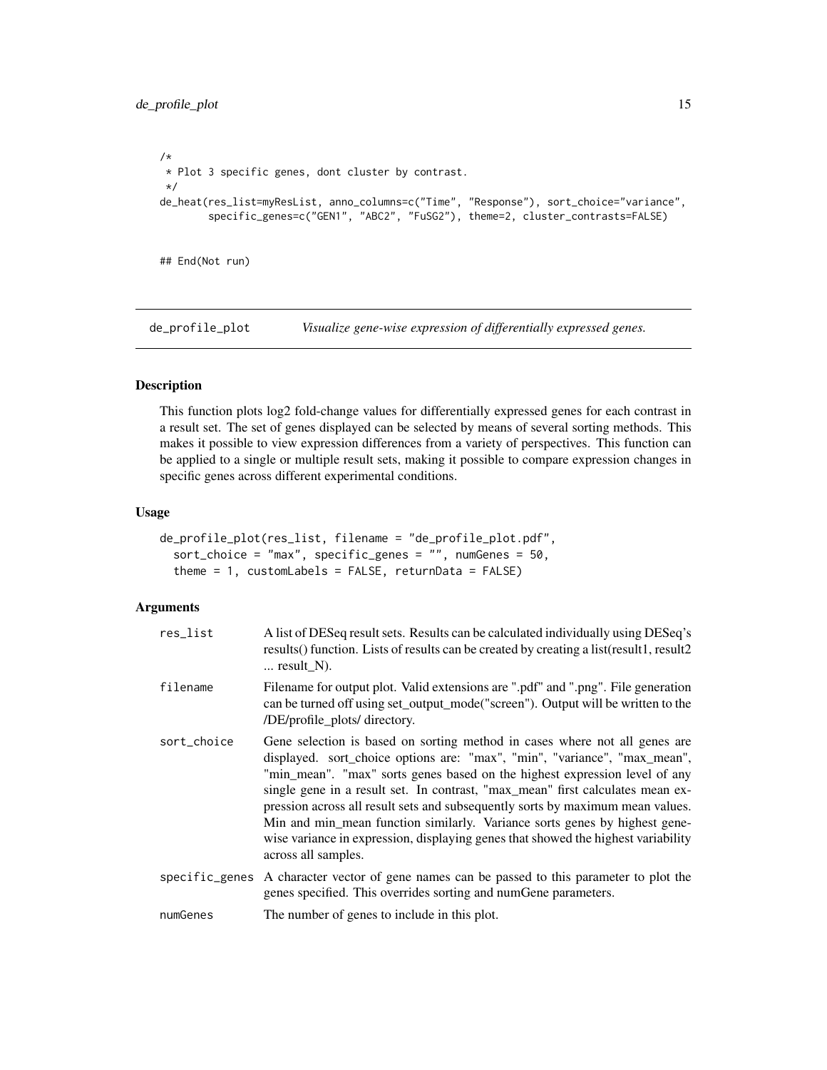```
/*
 * Plot 3 specific genes, dont cluster by contrast.
 */
de_heat(res_list=myResList, anno_columns=c("Time", "Response"), sort_choice="variance",
        specific_genes=c("GEN1", "ABC2", "FuSG2"), theme=2, cluster_contrasts=FALSE)


## End(Not run)
```

## de_profile_plot — *Visualize gene-wise expression of differentially expressed genes.*

### Description

This function plots log2 fold-change values for differentially expressed genes for each contrast in a result set. The set of genes displayed can be selected by means of several sorting methods. This makes it possible to view expression differences from a variety of perspectives. This function can be applied to a single or multiple result sets, making it possible to compare expression changes in specific genes across different experimental conditions.

### Usage

```
de_profile_plot(res_list, filename = "de_profile_plot.pdf",
  sort_choice = "max", specific_genes = "", numGenes = 50,
  theme = 1, customLabels = FALSE, returnData = FALSE)
```

### Arguments

| | |
|---|---|
| `res_list` | A list of DESeq result sets. Results can be calculated individually using DESeq's results() function. Lists of results can be created by creating a list(result1, result2 ... result_N). |
| `filename` | Filename for output plot. Valid extensions are ".pdf" and ".png". File generation can be turned off using set_output_mode("screen"). Output will be written to the /DE/profile_plots/ directory. |
| `sort_choice` | Gene selection is based on sorting method in cases where not all genes are displayed. sort_choice options are: "max", "min", "variance", "max_mean", "min_mean". "max" sorts genes based on the highest expression level of any single gene in a result set. In contrast, "max_mean" first calculates mean expression across all result sets and subsequently sorts by maximum mean values. Min and min_mean function similarly. Variance sorts genes by highest gene-wise variance in expression, displaying genes that showed the highest variability across all samples. |
| `specific_genes` | A character vector of gene names can be passed to this parameter to plot the genes specified. This overrides sorting and numGene parameters. |
| `numGenes` | The number of genes to include in this plot. |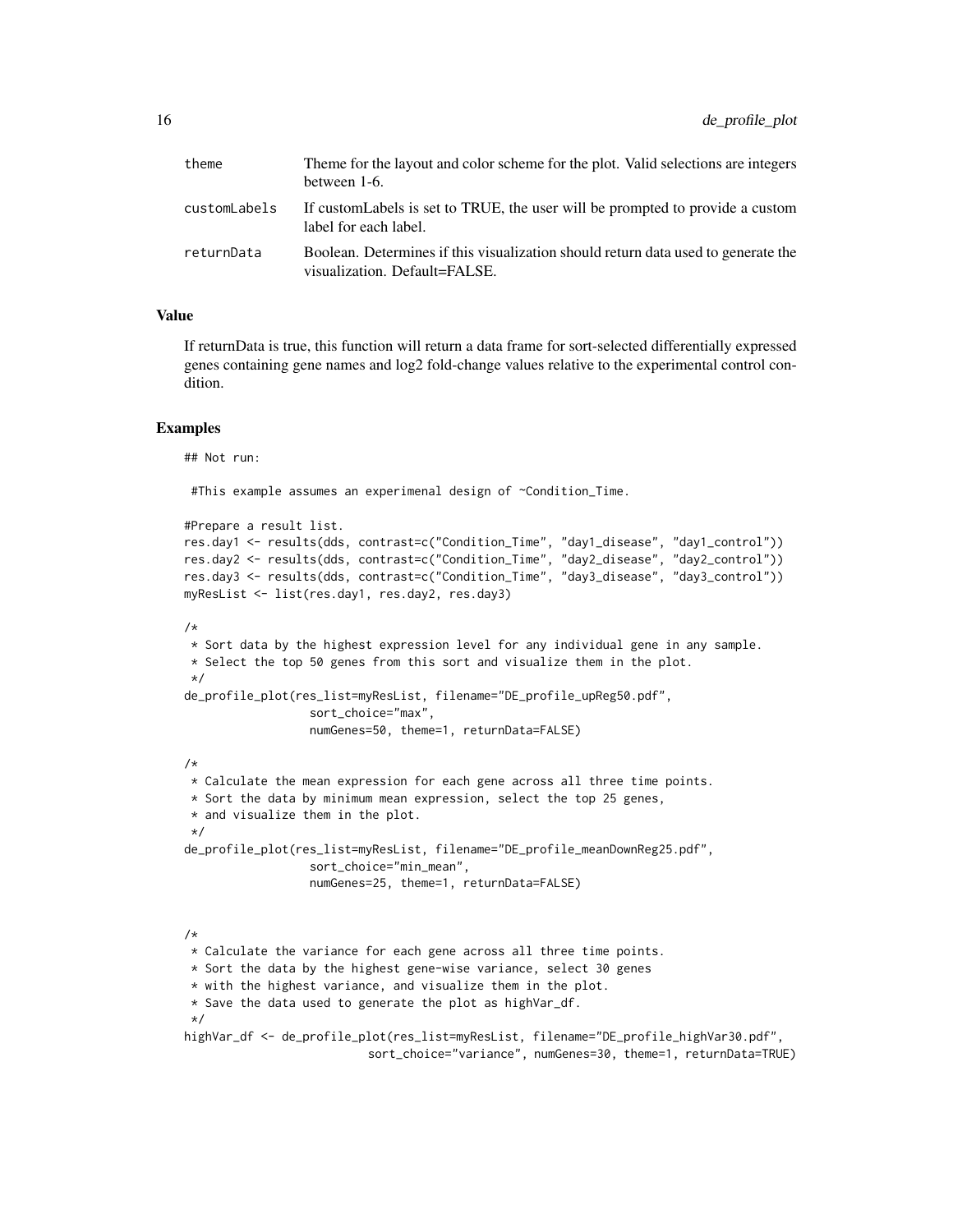| | |
|---|---|
| theme | Theme for the layout and color scheme for the plot. Valid selections are integers between 1-6. |
| customLabels | If customLabels is set to TRUE, the user will be prompted to provide a custom label for each label. |
| returnData | Boolean. Determines if this visualization should return data used to generate the visualization. Default=FALSE. |

### Value

If returnData is true, this function will return a data frame for sort-selected differentially expressed genes containing gene names and log2 fold-change values relative to the experimental control condition.

### Examples

```
## Not run:

 #This example assumes an experimenal design of ~Condition_Time.

#Prepare a result list.
res.day1 <- results(dds, contrast=c("Condition_Time", "day1_disease", "day1_control"))
res.day2 <- results(dds, contrast=c("Condition_Time", "day2_disease", "day2_control"))
res.day3 <- results(dds, contrast=c("Condition_Time", "day3_disease", "day3_control"))
myResList <- list(res.day1, res.day2, res.day3)

/*
 * Sort data by the highest expression level for any individual gene in any sample.
 * Select the top 50 genes from this sort and visualize them in the plot.
 */
de_profile_plot(res_list=myResList, filename="DE_profile_upReg50.pdf",
                 sort_choice="max",
                 numGenes=50, theme=1, returnData=FALSE)

/*
 * Calculate the mean expression for each gene across all three time points.
 * Sort the data by minimum mean expression, select the top 25 genes,
 * and visualize them in the plot.
 */
de_profile_plot(res_list=myResList, filename="DE_profile_meanDownReg25.pdf",
                 sort_choice="min_mean",
                 numGenes=25, theme=1, returnData=FALSE)


/*
 * Calculate the variance for each gene across all three time points.
 * Sort the data by the highest gene-wise variance, select 30 genes
 * with the highest variance, and visualize them in the plot.
 * Save the data used to generate the plot as highVar_df.
 */
highVar_df <- de_profile_plot(res_list=myResList, filename="DE_profile_highVar30.pdf",
                          sort_choice="variance", numGenes=30, theme=1, returnData=TRUE)
```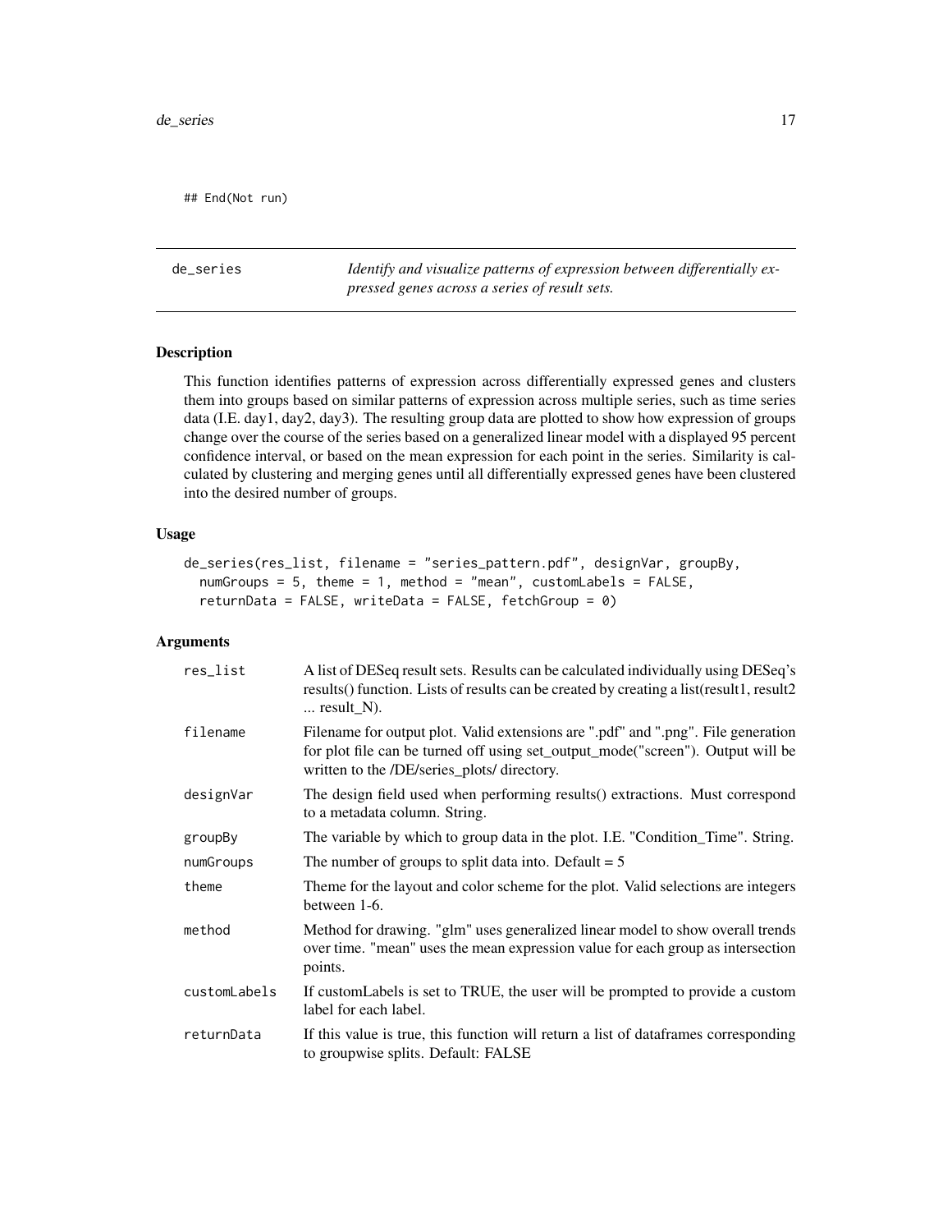```
## End(Not run)
```

## de_series

*Identify and visualize patterns of expression between differentially expressed genes across a series of result sets.*

### Description

This function identifies patterns of expression across differentially expressed genes and clusters them into groups based on similar patterns of expression across multiple series, such as time series data (I.E. day1, day2, day3). The resulting group data are plotted to show how expression of groups change over the course of the series based on a generalized linear model with a displayed 95 percent confidence interval, or based on the mean expression for each point in the series. Similarity is calculated by clustering and merging genes until all differentially expressed genes have been clustered into the desired number of groups.

### Usage

```
de_series(res_list, filename = "series_pattern.pdf", designVar, groupBy,
  numGroups = 5, theme = 1, method = "mean", customLabels = FALSE,
  returnData = FALSE, writeData = FALSE, fetchGroup = 0)
```

### Arguments

| | |
|---|---|
| `res_list` | A list of DESeq result sets. Results can be calculated individually using DESeq's results() function. Lists of results can be created by creating a list(result1, result2 ... result_N). |
| `filename` | Filename for output plot. Valid extensions are ".pdf" and ".png". File generation for plot file can be turned off using set_output_mode("screen"). Output will be written to the /DE/series_plots/ directory. |
| `designVar` | The design field used when performing results() extractions. Must correspond to a metadata column. String. |
| `groupBy` | The variable by which to group data in the plot. I.E. "Condition_Time". String. |
| `numGroups` | The number of groups to split data into. Default = 5 |
| `theme` | Theme for the layout and color scheme for the plot. Valid selections are integers between 1-6. |
| `method` | Method for drawing. "glm" uses generalized linear model to show overall trends over time. "mean" uses the mean expression value for each group as intersection points. |
| `customLabels` | If customLabels is set to TRUE, the user will be prompted to provide a custom label for each label. |
| `returnData` | If this value is true, this function will return a list of dataframes corresponding to groupwise splits. Default: FALSE |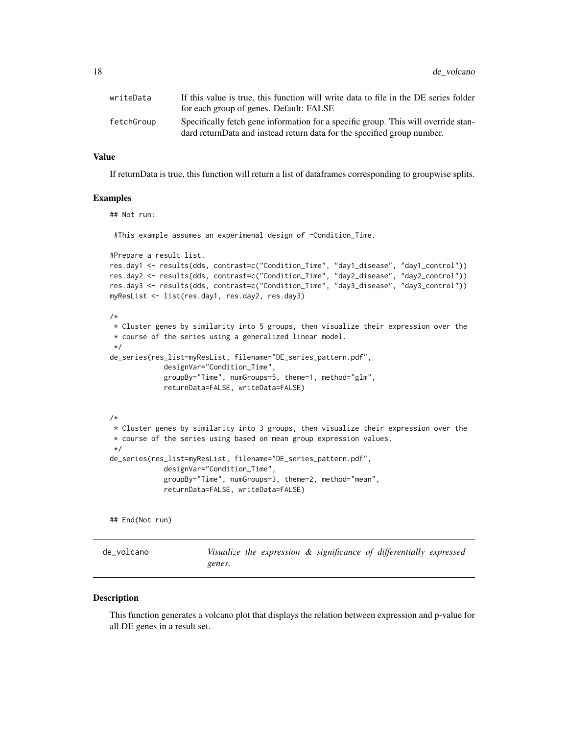| | |
|---|---|
| writeData | If this value is true, this function will write data to file in the DE series folder for each group of genes. Default: FALSE |
| fetchGroup | Specifically fetch gene information for a specific group. This will override standard returnData and instead return data for the specified group number. |

### Value

If returnData is true, this function will return a list of dataframes corresponding to groupwise splits.

### Examples

```
## Not run:

 #This example assumes an experimenal design of ~Condition_Time.

#Prepare a result list.
res.day1 <- results(dds, contrast=c("Condition_Time", "day1_disease", "day1_control"))
res.day2 <- results(dds, contrast=c("Condition_Time", "day2_disease", "day2_control"))
res.day3 <- results(dds, contrast=c("Condition_Time", "day3_disease", "day3_control"))
myResList <- list(res.day1, res.day2, res.day3)

/*
 * Cluster genes by similarity into 5 groups, then visualize their expression over the
 * course of the series using a generalized linear model.
 */
de_series(res_list=myResList, filename="DE_series_pattern.pdf",
            designVar="Condition_Time",
            groupBy="Time", numGroups=5, theme=1, method="glm",
            returnData=FALSE, writeData=FALSE)


/*
 * Cluster genes by similarity into 3 groups, then visualize their expression over the
 * course of the series using based on mean group expression values.
 */
de_series(res_list=myResList, filename="DE_series_pattern.pdf",
            designVar="Condition_Time",
            groupBy="Time", numGroups=3, theme=2, method="mean",
            returnData=FALSE, writeData=FALSE)


## End(Not run)
```

---

## de_volcano — *Visualize the expression & significance of differentially expressed genes.*

### Description

This function generates a volcano plot that displays the relation between expression and p-value for all DE genes in a result set.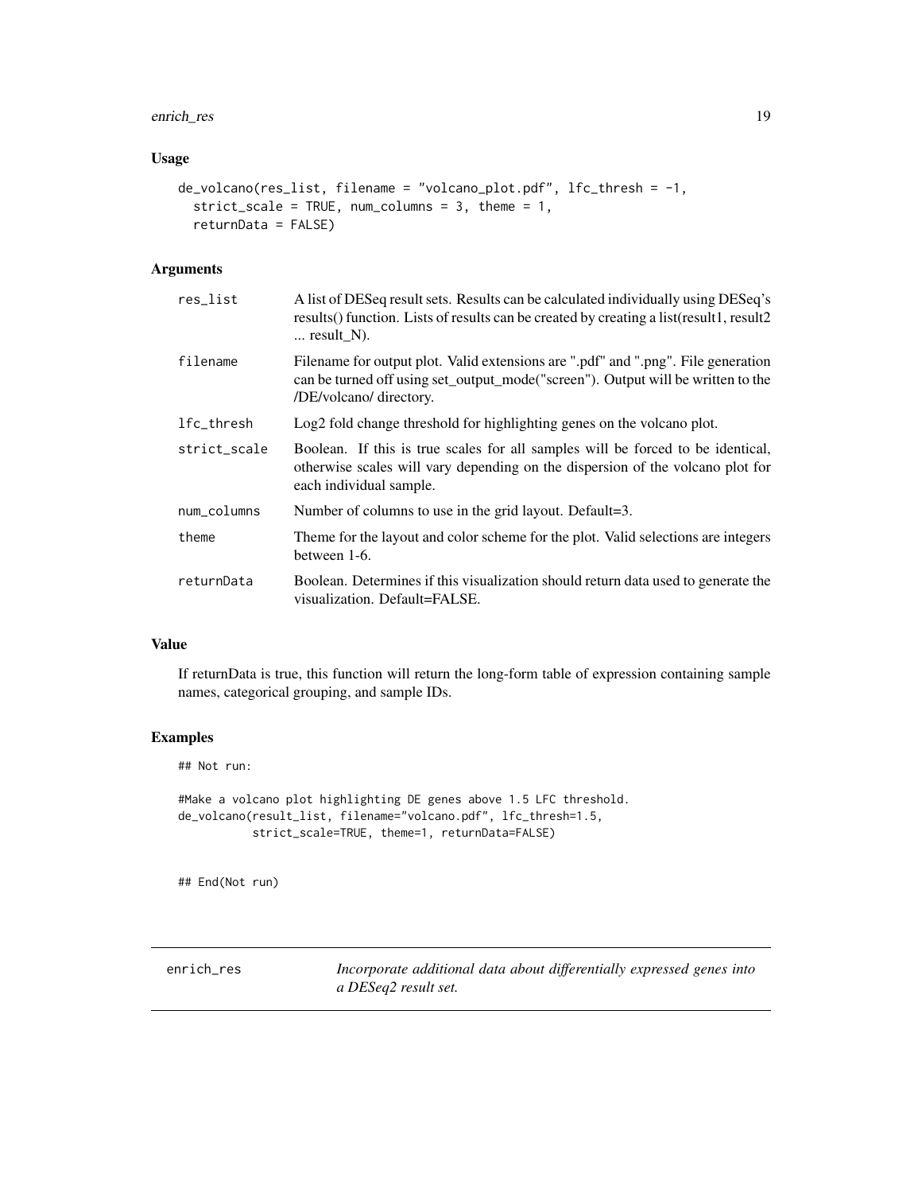## Usage

```
de_volcano(res_list, filename = "volcano_plot.pdf", lfc_thresh = -1,
  strict_scale = TRUE, num_columns = 3, theme = 1,
  returnData = FALSE)
```

## Arguments

| | |
|---|---|
| res_list | A list of DESeq result sets. Results can be calculated individually using DESeq's results() function. Lists of results can be created by creating a list(result1, result2 ... result_N). |
| filename | Filename for output plot. Valid extensions are ".pdf" and ".png". File generation can be turned off using set_output_mode("screen"). Output will be written to the /DE/volcano/ directory. |
| lfc_thresh | Log2 fold change threshold for highlighting genes on the volcano plot. |
| strict_scale | Boolean. If this is true scales for all samples will be forced to be identical, otherwise scales will vary depending on the dispersion of the volcano plot for each individual sample. |
| num_columns | Number of columns to use in the grid layout. Default=3. |
| theme | Theme for the layout and color scheme for the plot. Valid selections are integers between 1-6. |
| returnData | Boolean. Determines if this visualization should return data used to generate the visualization. Default=FALSE. |

## Value

If returnData is true, this function will return the long-form table of expression containing sample names, categorical grouping, and sample IDs.

## Examples

```
## Not run:

#Make a volcano plot highlighting DE genes above 1.5 LFC threshold.
de_volcano(result_list, filename="volcano.pdf", lfc_thresh=1.5,
           strict_scale=TRUE, theme=1, returnData=FALSE)


## End(Not run)
```

---

enrich_res — *Incorporate additional data about differentially expressed genes into a DESeq2 result set.*

---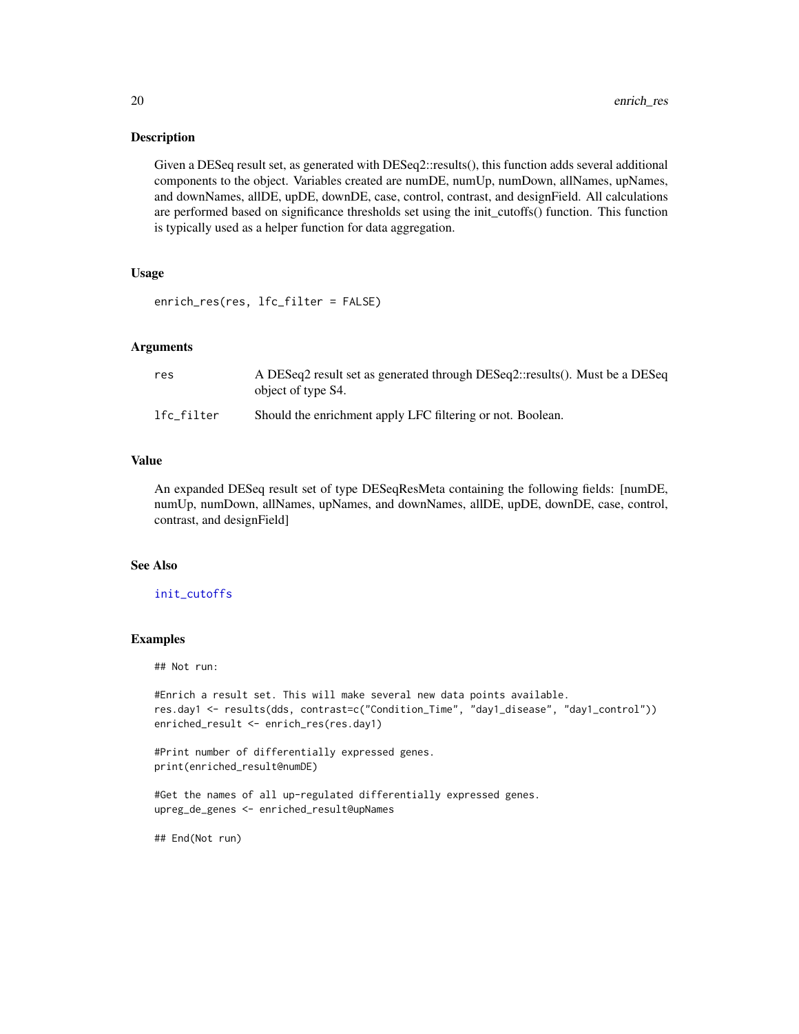## Description

Given a DESeq result set, as generated with DESeq2::results(), this function adds several additional components to the object. Variables created are numDE, numUp, numDown, allNames, upNames, and downNames, allDE, upDE, downDE, case, control, contrast, and designField. All calculations are performed based on significance thresholds set using the init_cutoffs() function. This function is typically used as a helper function for data aggregation.

## Usage

```
enrich_res(res, lfc_filter = FALSE)
```

## Arguments

| | |
|---|---|
| res | A DESeq2 result set as generated through DESeq2::results(). Must be a DESeq object of type S4. |
| lfc_filter | Should the enrichment apply LFC filtering or not. Boolean. |

## Value

An expanded DESeq result set of type DESeqResMeta containing the following fields: [numDE, numUp, numDown, allNames, upNames, and downNames, allDE, upDE, downDE, case, control, contrast, and designField]

## See Also

init_cutoffs

## Examples

```
## Not run:

#Enrich a result set. This will make several new data points available.
res.day1 <- results(dds, contrast=c("Condition_Time", "day1_disease", "day1_control"))
enriched_result <- enrich_res(res.day1)

#Print number of differentially expressed genes.
print(enriched_result@numDE)

#Get the names of all up-regulated differentially expressed genes.
upreg_de_genes <- enriched_result@upNames

## End(Not run)
```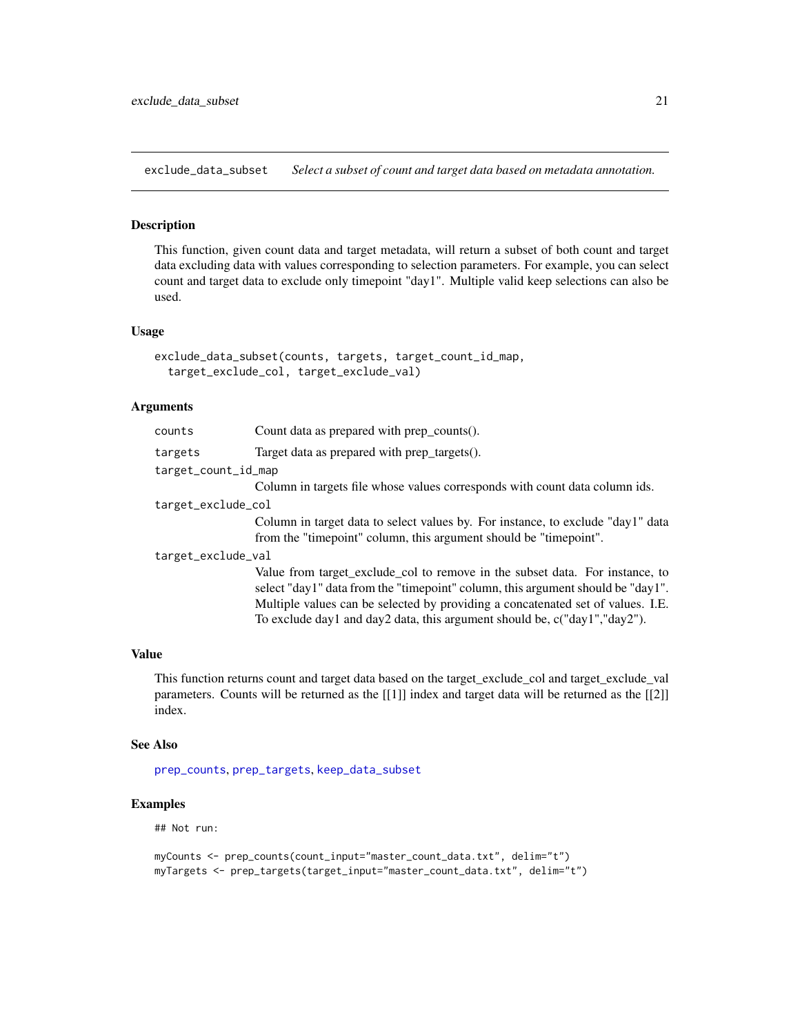## exclude_data_subset    *Select a subset of count and target data based on metadata annotation.*

### Description

This function, given count data and target metadata, will return a subset of both count and target data excluding data with values corresponding to selection parameters. For example, you can select count and target data to exclude only timepoint "day1". Multiple valid keep selections can also be used.

### Usage

```
exclude_data_subset(counts, targets, target_count_id_map,
  target_exclude_col, target_exclude_val)
```

### Arguments

| | |
|---|---|
| `counts` | Count data as prepared with prep_counts(). |
| `targets` | Target data as prepared with prep_targets(). |
| `target_count_id_map` | Column in targets file whose values corresponds with count data column ids. |
| `target_exclude_col` | Column in target data to select values by. For instance, to exclude "day1" data from the "timepoint" column, this argument should be "timepoint". |
| `target_exclude_val` | Value from target_exclude_col to remove in the subset data. For instance, to select "day1" data from the "timepoint" column, this argument should be "day1". Multiple values can be selected by providing a concatenated set of values. I.E. To exclude day1 and day2 data, this argument should be, c("day1","day2"). |

### Value

This function returns count and target data based on the target_exclude_col and target_exclude_val parameters. Counts will be returned as the [[1]] index and target data will be returned as the [[2]] index.

### See Also

prep_counts, prep_targets, keep_data_subset

### Examples

```
## Not run:

myCounts <- prep_counts(count_input="master_count_data.txt", delim="t")
myTargets <- prep_targets(target_input="master_count_data.txt", delim="t")
```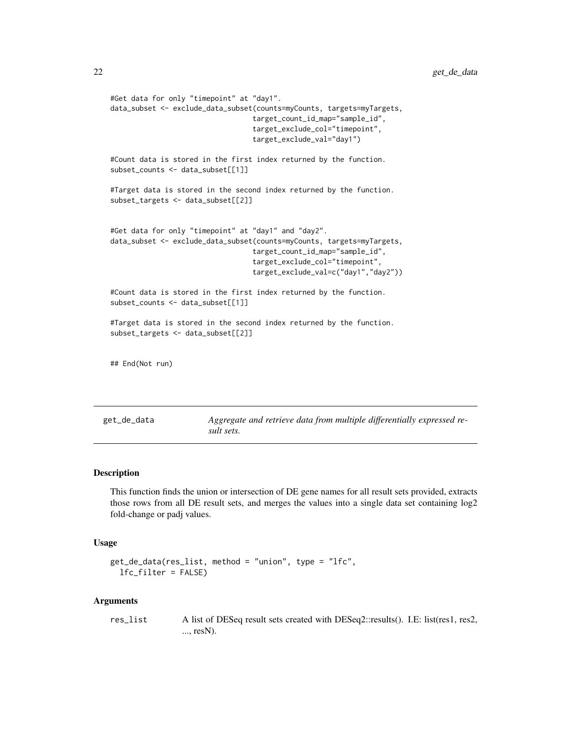```
#Get data for only "timepoint" at "day1".
data_subset <- exclude_data_subset(counts=myCounts, targets=myTargets,
                                   target_count_id_map="sample_id",
                                   target_exclude_col="timepoint",
                                   target_exclude_val="day1")

#Count data is stored in the first index returned by the function.
subset_counts <- data_subset[[1]]

#Target data is stored in the second index returned by the function.
subset_targets <- data_subset[[2]]


#Get data for only "timepoint" at "day1" and "day2".
data_subset <- exclude_data_subset(counts=myCounts, targets=myTargets,
                                   target_count_id_map="sample_id",
                                   target_exclude_col="timepoint",
                                   target_exclude_val=c("day1","day2"))

#Count data is stored in the first index returned by the function.
subset_counts <- data_subset[[1]]

#Target data is stored in the second index returned by the function.
subset_targets <- data_subset[[2]]


## End(Not run)
```

## get_de_data — *Aggregate and retrieve data from multiple differentially expressed result sets.*

### Description

This function finds the union or intersection of DE gene names for all result sets provided, extracts those rows from all DE result sets, and merges the values into a single data set containing log2 fold-change or padj values.

### Usage

```
get_de_data(res_list, method = "union", type = "lfc",
  lfc_filter = FALSE)
```

### Arguments

| | |
|---|---|
| res_list | A list of DESeq result sets created with DESeq2::results(). I.E: list(res1, res2, ..., resN). |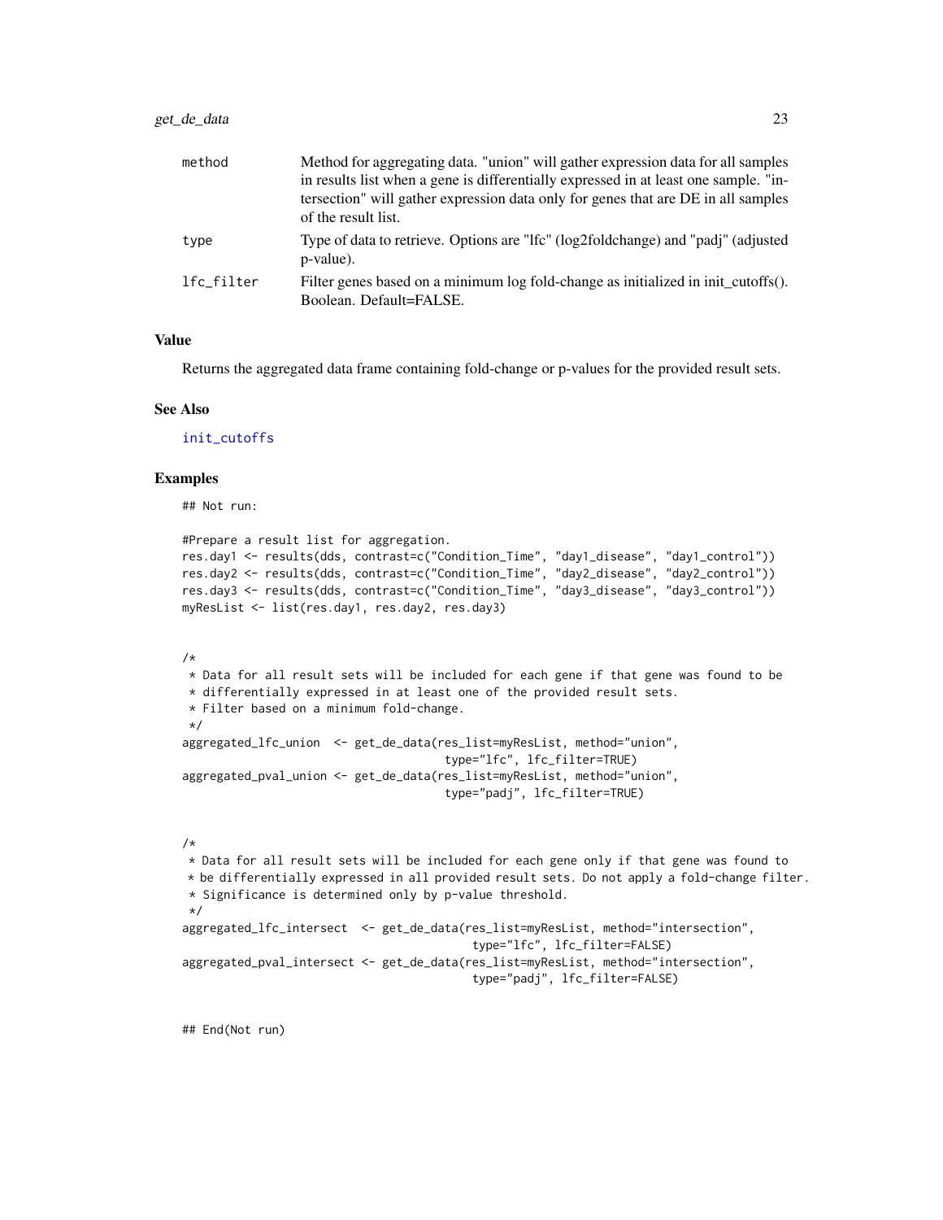| | |
|---|---|
| method | Method for aggregating data. "union" will gather expression data for all samples in results list when a gene is differentially expressed in at least one sample. "intersection" will gather expression data only for genes that are DE in all samples of the result list. |
| type | Type of data to retrieve. Options are "lfc" (log2foldchange) and "padj" (adjusted p-value). |
| lfc_filter | Filter genes based on a minimum log fold-change as initialized in init_cutoffs(). Boolean. Default=FALSE. |

### Value

Returns the aggregated data frame containing fold-change or p-values for the provided result sets.

### See Also

init_cutoffs

### Examples

```
## Not run:

#Prepare a result list for aggregation.
res.day1 <- results(dds, contrast=c("Condition_Time", "day1_disease", "day1_control"))
res.day2 <- results(dds, contrast=c("Condition_Time", "day2_disease", "day2_control"))
res.day3 <- results(dds, contrast=c("Condition_Time", "day3_disease", "day3_control"))
myResList <- list(res.day1, res.day2, res.day3)


/*
 * Data for all result sets will be included for each gene if that gene was found to be
 * differentially expressed in at least one of the provided result sets.
 * Filter based on a minimum fold-change.
 */
aggregated_lfc_union  <- get_de_data(res_list=myResList, method="union",
                                      type="lfc", lfc_filter=TRUE)
aggregated_pval_union <- get_de_data(res_list=myResList, method="union",
                                      type="padj", lfc_filter=TRUE)


/*
 * Data for all result sets will be included for each gene only if that gene was found to
 * be differentially expressed in all provided result sets. Do not apply a fold-change filter.
 * Significance is determined only by p-value threshold.
 */
aggregated_lfc_intersect  <- get_de_data(res_list=myResList, method="intersection",
                                          type="lfc", lfc_filter=FALSE)
aggregated_pval_intersect <- get_de_data(res_list=myResList, method="intersection",
                                          type="padj", lfc_filter=FALSE)


## End(Not run)
```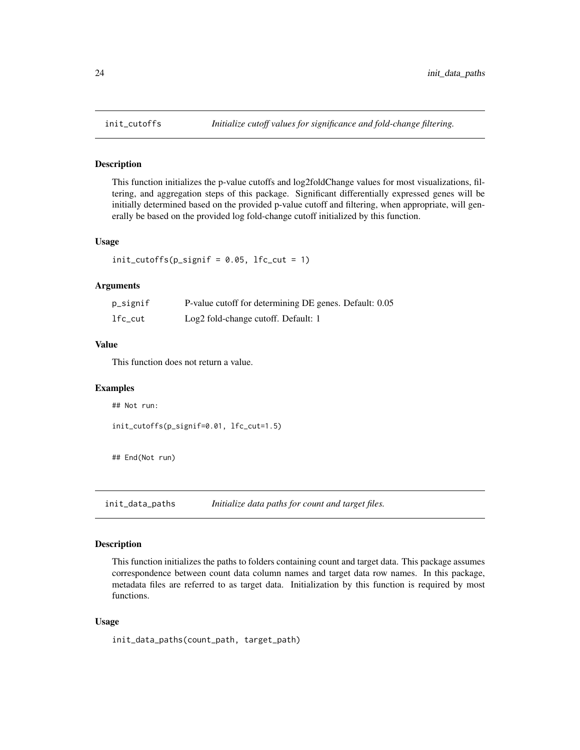## init_cutoffs *Initialize cutoff values for significance and fold-change filtering.*

### Description

This function initializes the p-value cutoffs and log2foldChange values for most visualizations, filtering, and aggregation steps of this package. Significant differentially expressed genes will be initially determined based on the provided p-value cutoff and filtering, when appropriate, will generally be based on the provided log fold-change cutoff initialized by this function.

### Usage

```
init_cutoffs(p_signif = 0.05, lfc_cut = 1)
```

### Arguments

| | |
|---|---|
| p_signif | P-value cutoff for determining DE genes. Default: 0.05 |
| lfc_cut | Log2 fold-change cutoff. Default: 1 |

### Value

This function does not return a value.

### Examples

```
## Not run:

init_cutoffs(p_signif=0.01, lfc_cut=1.5)


## End(Not run)
```

## init_data_paths *Initialize data paths for count and target files.*

### Description

This function initializes the paths to folders containing count and target data. This package assumes correspondence between count data column names and target data row names. In this package, metadata files are referred to as target data. Initialization by this function is required by most functions.

### Usage

```
init_data_paths(count_path, target_path)
```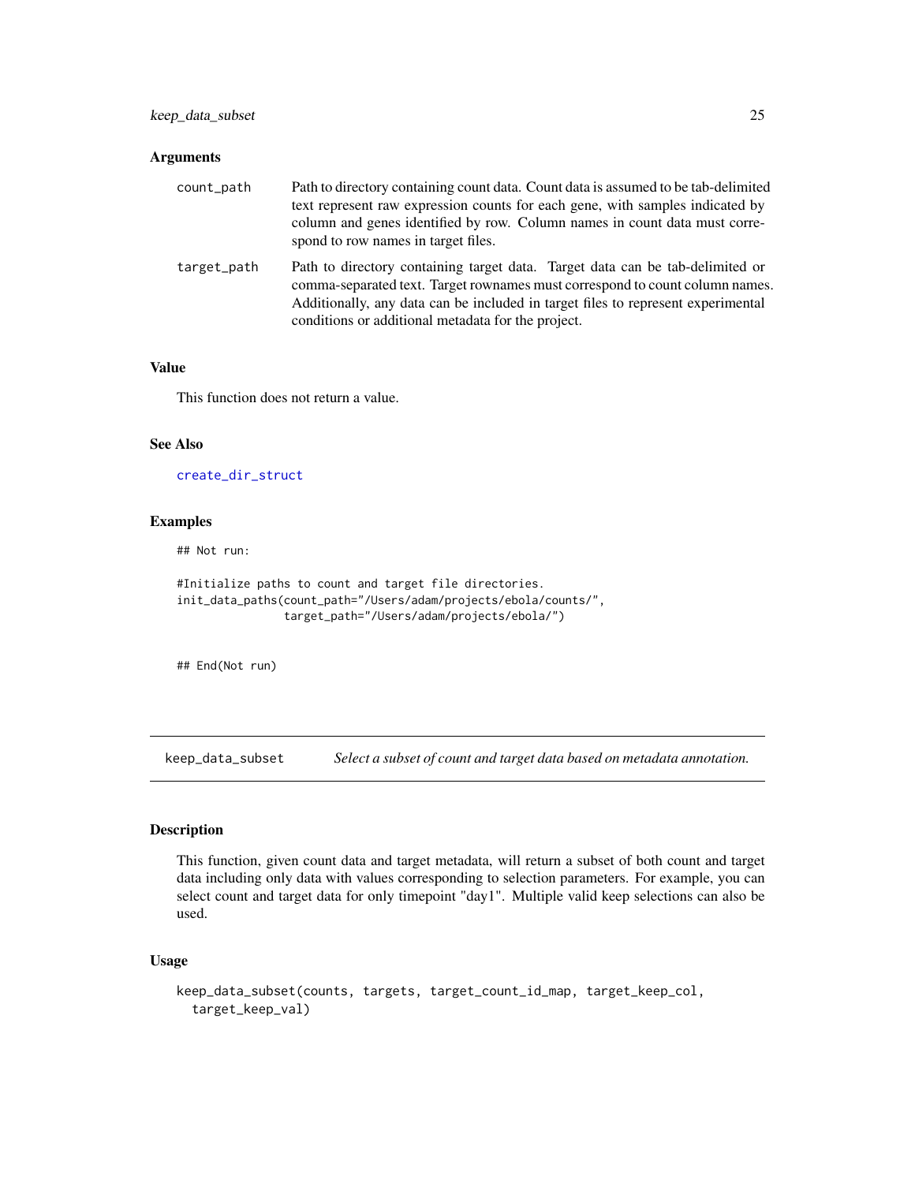### Arguments

count_path
: Path to directory containing count data. Count data is assumed to be tab-delimited text represent raw expression counts for each gene, with samples indicated by column and genes identified by row. Column names in count data must correspond to row names in target files.

target_path
: Path to directory containing target data. Target data can be tab-delimited or comma-separated text. Target rownames must correspond to count column names. Additionally, any data can be included in target files to represent experimental conditions or additional metadata for the project.

### Value

This function does not return a value.

### See Also

create_dir_struct

### Examples

```
## Not run:

#Initialize paths to count and target file directories.
init_data_paths(count_path="/Users/adam/projects/ebola/counts/",
                target_path="/Users/adam/projects/ebola/")


## End(Not run)
```

---

## keep_data_subset — *Select a subset of count and target data based on metadata annotation.*

### Description

This function, given count data and target metadata, will return a subset of both count and target data including only data with values corresponding to selection parameters. For example, you can select count and target data for only timepoint "day1". Multiple valid keep selections can also be used.

### Usage

```
keep_data_subset(counts, targets, target_count_id_map, target_keep_col,
  target_keep_val)
```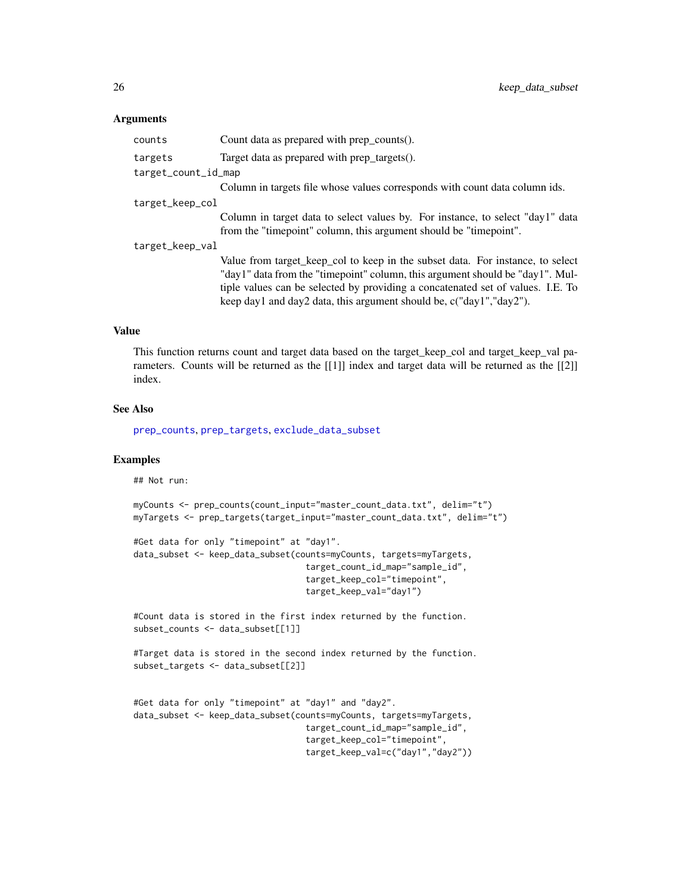### Arguments

- `counts` — Count data as prepared with prep_counts().
- `targets` — Target data as prepared with prep_targets().
- `target_count_id_map` — Column in targets file whose values corresponds with count data column ids.
- `target_keep_col` — Column in target data to select values by. For instance, to select "day1" data from the "timepoint" column, this argument should be "timepoint".
- `target_keep_val` — Value from target_keep_col to keep in the subset data. For instance, to select "day1" data from the "timepoint" column, this argument should be "day1". Multiple values can be selected by providing a concatenated set of values. I.E. To keep day1 and day2 data, this argument should be, c("day1","day2").

### Value

This function returns count and target data based on the target_keep_col and target_keep_val parameters. Counts will be returned as the [[1]] index and target data will be returned as the [[2]] index.

### See Also

prep_counts, prep_targets, exclude_data_subset

### Examples

```
## Not run:

myCounts <- prep_counts(count_input="master_count_data.txt", delim="t")
myTargets <- prep_targets(target_input="master_count_data.txt", delim="t")

#Get data for only "timepoint" at "day1".
data_subset <- keep_data_subset(counts=myCounts, targets=myTargets,
                                target_count_id_map="sample_id",
                                target_keep_col="timepoint",
                                target_keep_val="day1")

#Count data is stored in the first index returned by the function.
subset_counts <- data_subset[[1]]

#Target data is stored in the second index returned by the function.
subset_targets <- data_subset[[2]]


#Get data for only "timepoint" at "day1" and "day2".
data_subset <- keep_data_subset(counts=myCounts, targets=myTargets,
                                target_count_id_map="sample_id",
                                target_keep_col="timepoint",
                                target_keep_val=c("day1","day2"))
```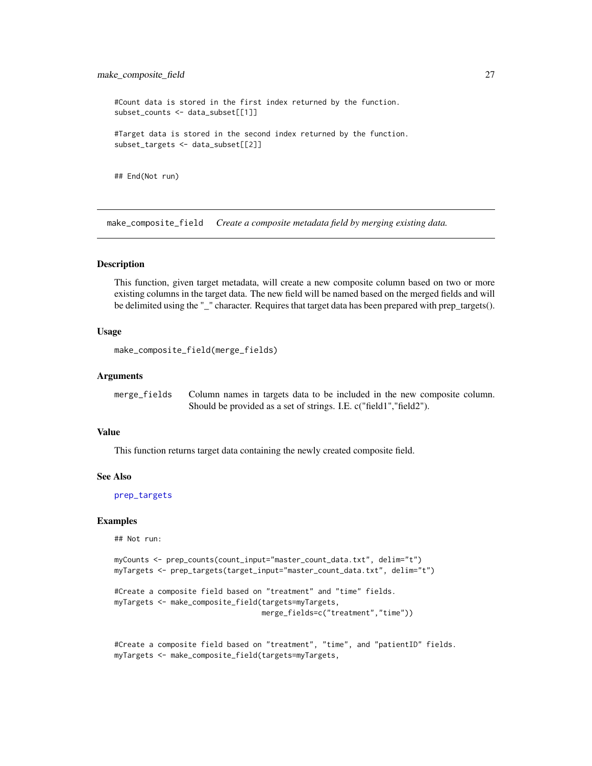```
#Count data is stored in the first index returned by the function.
subset_counts <- data_subset[[1]]

#Target data is stored in the second index returned by the function.
subset_targets <- data_subset[[2]]


## End(Not run)
```

---

## make_composite_field *Create a composite metadata field by merging existing data.*

---

### Description

This function, given target metadata, will create a new composite column based on two or more existing columns in the target data. The new field will be named based on the merged fields and will be delimited using the "_" character. Requires that target data has been prepared with prep_targets().

### Usage

```
make_composite_field(merge_fields)
```

### Arguments

| | |
|---|---|
| merge_fields | Column names in targets data to be included in the new composite column. Should be provided as a set of strings. I.E. c("field1","field2"). |

### Value

This function returns target data containing the newly created composite field.

### See Also

prep_targets

### Examples

```
## Not run:

myCounts <- prep_counts(count_input="master_count_data.txt", delim="t")
myTargets <- prep_targets(target_input="master_count_data.txt", delim="t")

#Create a composite field based on "treatment" and "time" fields.
myTargets <- make_composite_field(targets=myTargets,
                                  merge_fields=c("treatment","time"))


#Create a composite field based on "treatment", "time", and "patientID" fields.
myTargets <- make_composite_field(targets=myTargets,
```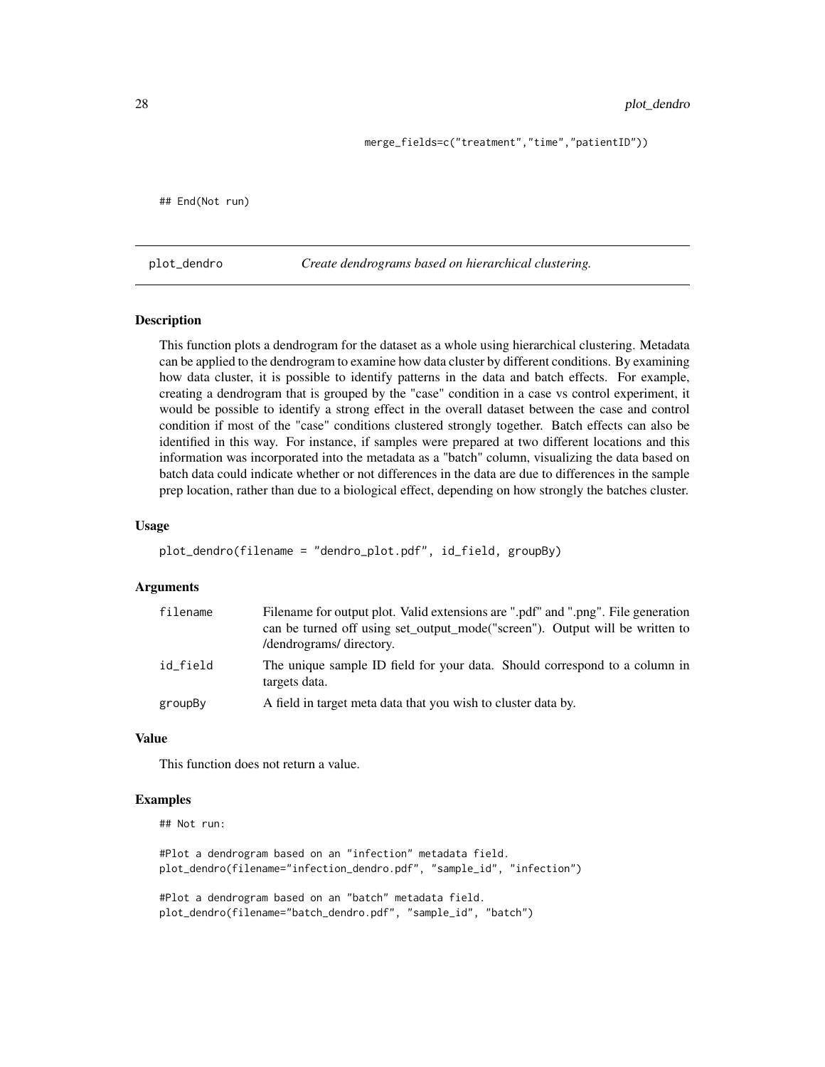```
                                  merge_fields=c("treatment","time","patientID"))


## End(Not run)
```

## plot_dendro — *Create dendrograms based on hierarchical clustering.*

### Description

This function plots a dendrogram for the dataset as a whole using hierarchical clustering. Metadata can be applied to the dendrogram to examine how data cluster by different conditions. By examining how data cluster, it is possible to identify patterns in the data and batch effects. For example, creating a dendrogram that is grouped by the "case" condition in a case vs control experiment, it would be possible to identify a strong effect in the overall dataset between the case and control condition if most of the "case" conditions clustered strongly together. Batch effects can also be identified in this way. For instance, if samples were prepared at two different locations and this information was incorporated into the metadata as a "batch" column, visualizing the data based on batch data could indicate whether or not differences in the data are due to differences in the sample prep location, rather than due to a biological effect, depending on how strongly the batches cluster.

### Usage

```
plot_dendro(filename = "dendro_plot.pdf", id_field, groupBy)
```

### Arguments

| | |
|---|---|
| `filename` | Filename for output plot. Valid extensions are ".pdf" and ".png". File generation can be turned off using set_output_mode("screen"). Output will be written to /dendrograms/ directory. |
| `id_field` | The unique sample ID field for your data. Should correspond to a column in targets data. |
| `groupBy` | A field in target meta data that you wish to cluster data by. |

### Value

This function does not return a value.

### Examples

```
## Not run:

#Plot a dendrogram based on an "infection" metadata field.
plot_dendro(filename="infection_dendro.pdf", "sample_id", "infection")

#Plot a dendrogram based on an "batch" metadata field.
plot_dendro(filename="batch_dendro.pdf", "sample_id", "batch")
```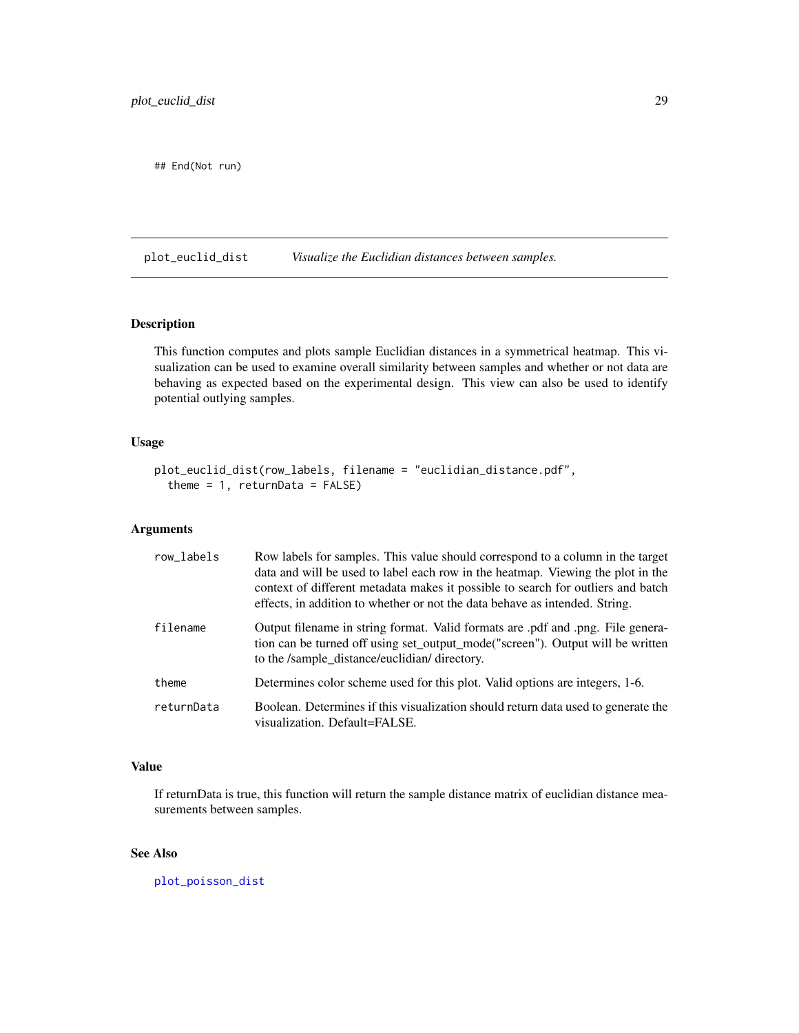```
## End(Not run)
```

## plot_euclid_dist — *Visualize the Euclidian distances between samples.*

### Description

This function computes and plots sample Euclidian distances in a symmetrical heatmap. This visualization can be used to examine overall similarity between samples and whether or not data are behaving as expected based on the experimental design. This view can also be used to identify potential outlying samples.

### Usage

```
plot_euclid_dist(row_labels, filename = "euclidian_distance.pdf",
  theme = 1, returnData = FALSE)
```

### Arguments

| | |
|---|---|
| row_labels | Row labels for samples. This value should correspond to a column in the target data and will be used to label each row in the heatmap. Viewing the plot in the context of different metadata makes it possible to search for outliers and batch effects, in addition to whether or not the data behave as intended. String. |
| filename | Output filename in string format. Valid formats are .pdf and .png. File generation can be turned off using set_output_mode("screen"). Output will be written to the /sample_distance/euclidian/ directory. |
| theme | Determines color scheme used for this plot. Valid options are integers, 1-6. |
| returnData | Boolean. Determines if this visualization should return data used to generate the visualization. Default=FALSE. |

### Value

If returnData is true, this function will return the sample distance matrix of euclidian distance measurements between samples.

### See Also

plot_poisson_dist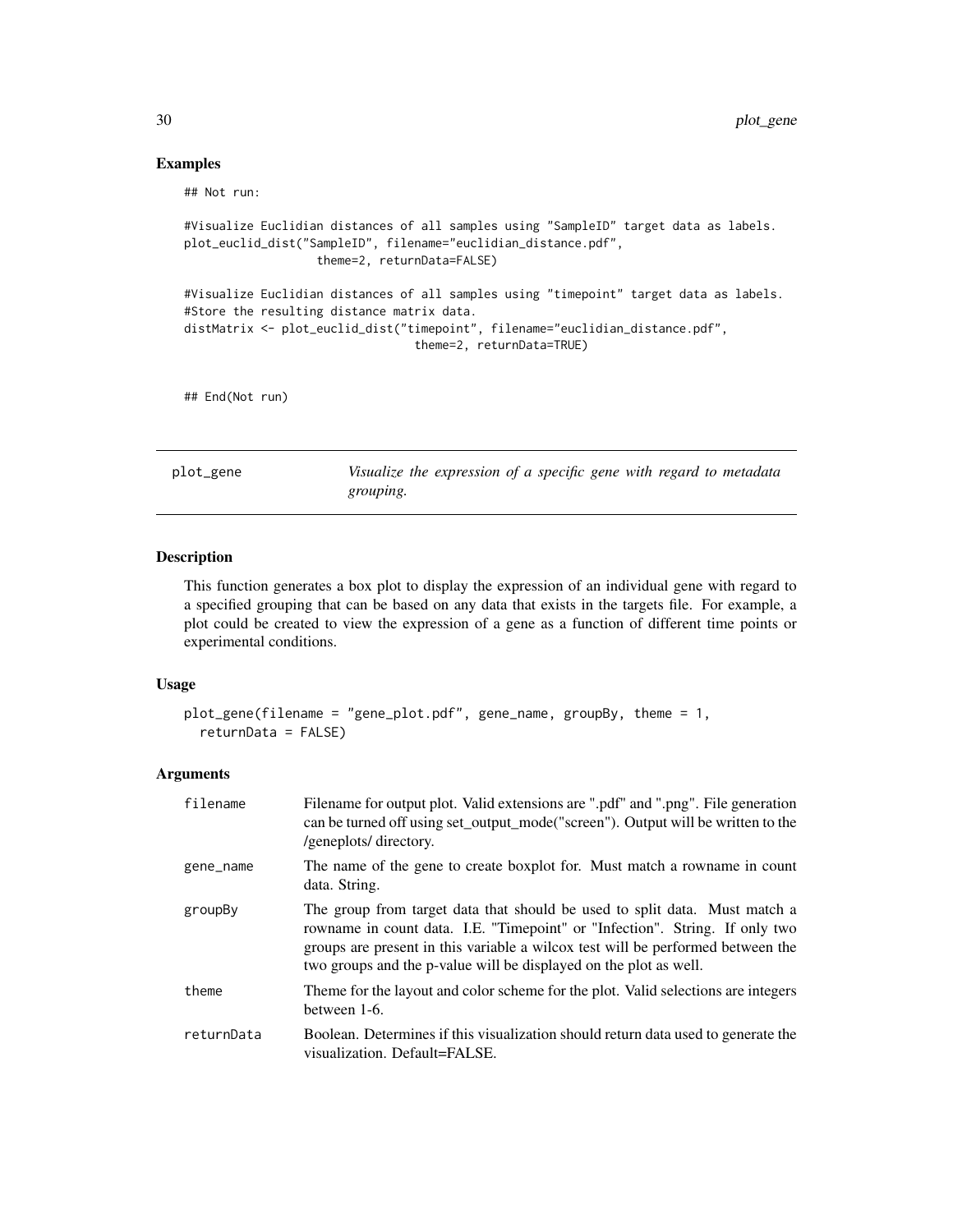### Examples

```
## Not run:

#Visualize Euclidian distances of all samples using "SampleID" target data as labels.
plot_euclid_dist("SampleID", filename="euclidian_distance.pdf",
                 theme=2, returnData=FALSE)

#Visualize Euclidian distances of all samples using "timepoint" target data as labels.
#Store the resulting distance matrix data.
distMatrix <- plot_euclid_dist("timepoint", filename="euclidian_distance.pdf",
                               theme=2, returnData=TRUE)


## End(Not run)
```

## plot_gene — *Visualize the expression of a specific gene with regard to metadata grouping.*

### Description

This function generates a box plot to display the expression of an individual gene with regard to a specified grouping that can be based on any data that exists in the targets file. For example, a plot could be created to view the expression of a gene as a function of different time points or experimental conditions.

### Usage

```
plot_gene(filename = "gene_plot.pdf", gene_name, groupBy, theme = 1,
  returnData = FALSE)
```

### Arguments

| | |
|---|---|
| filename | Filename for output plot. Valid extensions are ".pdf" and ".png". File generation can be turned off using set_output_mode("screen"). Output will be written to the /geneplots/ directory. |
| gene_name | The name of the gene to create boxplot for. Must match a rowname in count data. String. |
| groupBy | The group from target data that should be used to split data. Must match a rowname in count data. I.E. "Timepoint" or "Infection". String. If only two groups are present in this variable a wilcox test will be performed between the two groups and the p-value will be displayed on the plot as well. |
| theme | Theme for the layout and color scheme for the plot. Valid selections are integers between 1-6. |
| returnData | Boolean. Determines if this visualization should return data used to generate the visualization. Default=FALSE. |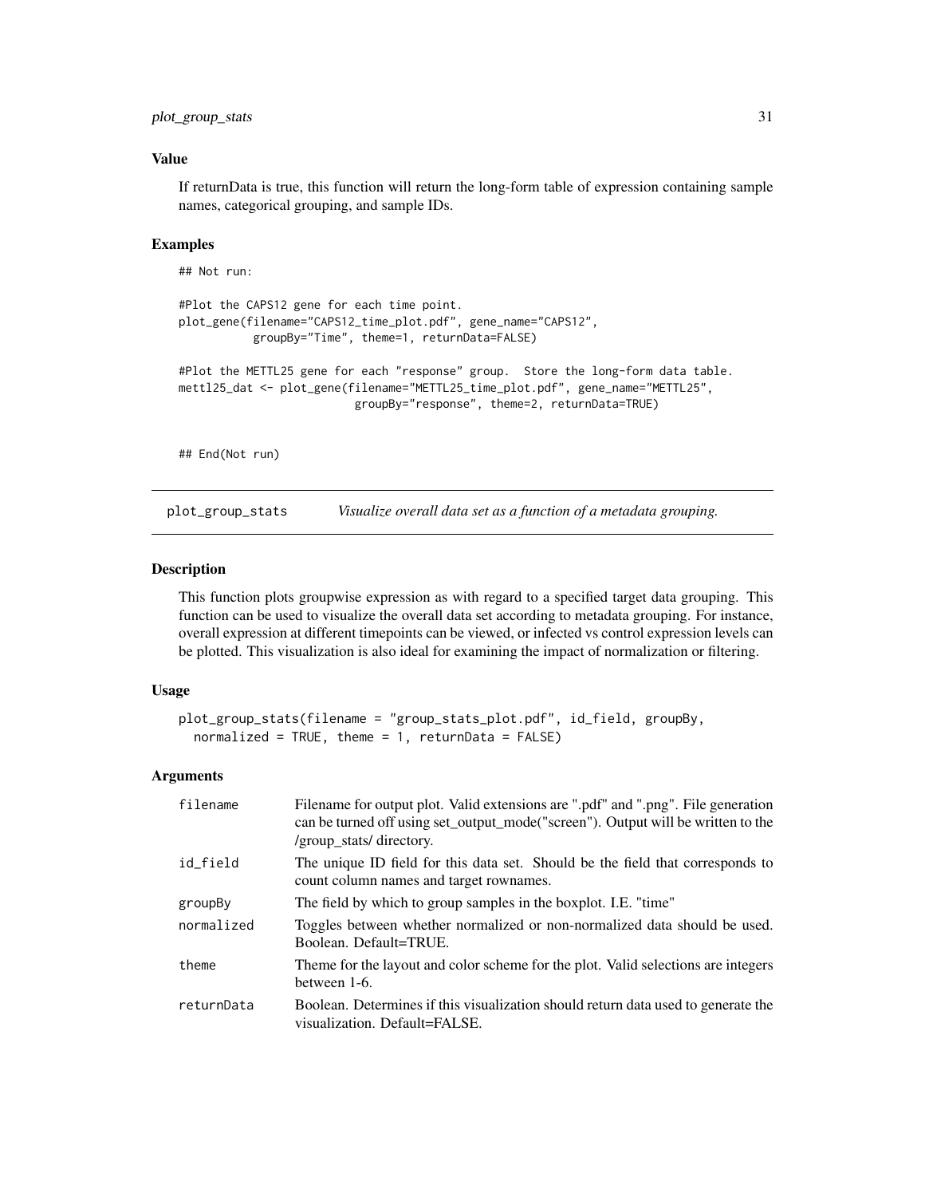## Value

If returnData is true, this function will return the long-form table of expression containing sample names, categorical grouping, and sample IDs.

## Examples

```
## Not run:

#Plot the CAPS12 gene for each time point.
plot_gene(filename="CAPS12_time_plot.pdf", gene_name="CAPS12",
          groupBy="Time", theme=1, returnData=FALSE)

#Plot the METTL25 gene for each "response" group.  Store the long-form data table.
mettl25_dat <- plot_gene(filename="METTL25_time_plot.pdf", gene_name="METTL25",
                         groupBy="response", theme=2, returnData=TRUE)


## End(Not run)
```

---

# plot_group_stats *Visualize overall data set as a function of a metadata grouping.*

## Description

This function plots groupwise expression as with regard to a specified target data grouping. This function can be used to visualize the overall data set according to metadata grouping. For instance, overall expression at different timepoints can be viewed, or infected vs control expression levels can be plotted. This visualization is also ideal for examining the impact of normalization or filtering.

## Usage

```
plot_group_stats(filename = "group_stats_plot.pdf", id_field, groupBy,
  normalized = TRUE, theme = 1, returnData = FALSE)
```

## Arguments

| | |
|---|---|
| filename | Filename for output plot. Valid extensions are ".pdf" and ".png". File generation can be turned off using set_output_mode("screen"). Output will be written to the /group_stats/ directory. |
| id_field | The unique ID field for this data set. Should be the field that corresponds to count column names and target rownames. |
| groupBy | The field by which to group samples in the boxplot. I.E. "time" |
| normalized | Toggles between whether normalized or non-normalized data should be used. Boolean. Default=TRUE. |
| theme | Theme for the layout and color scheme for the plot. Valid selections are integers between 1-6. |
| returnData | Boolean. Determines if this visualization should return data used to generate the visualization. Default=FALSE. |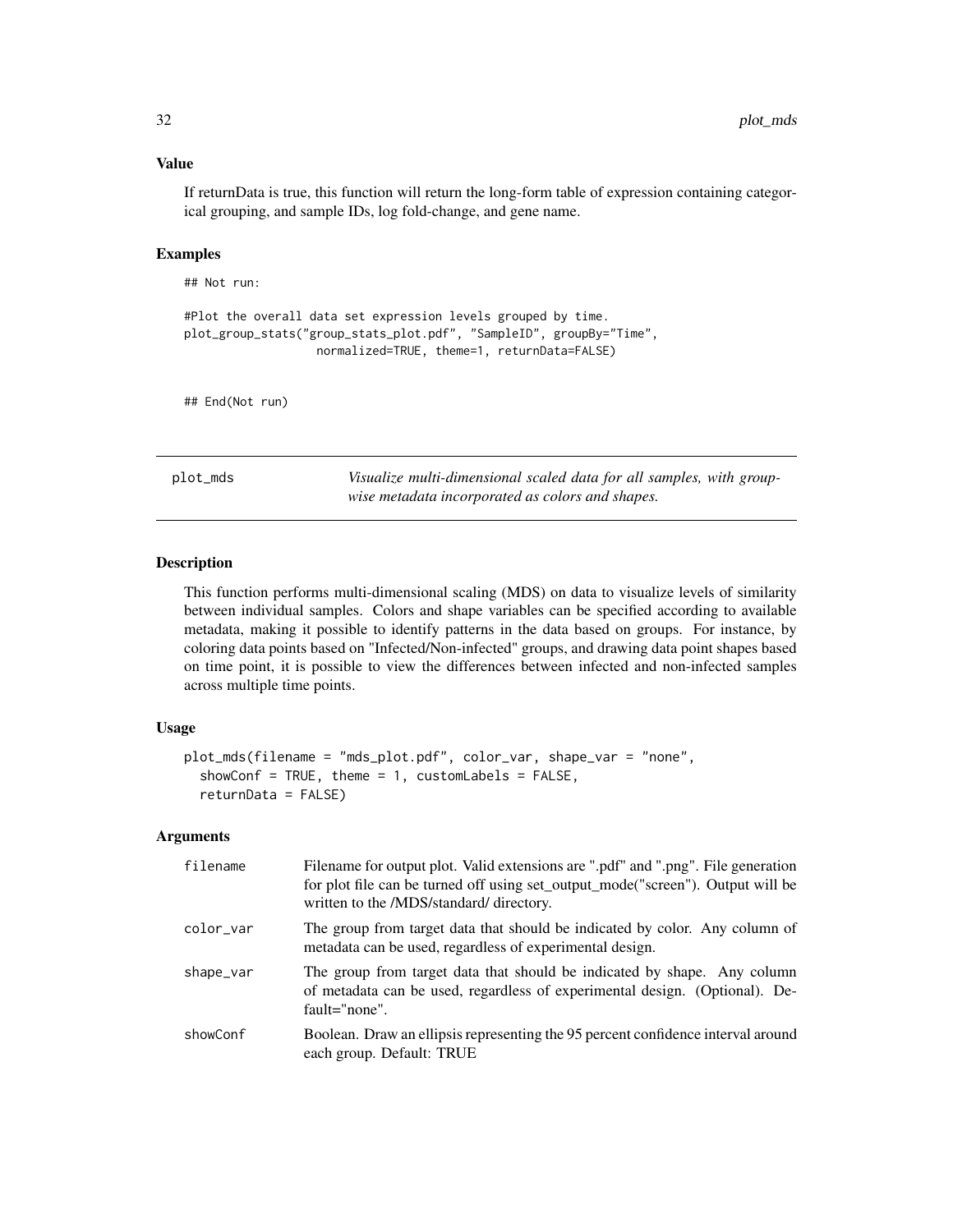### Value

If returnData is true, this function will return the long-form table of expression containing categorical grouping, and sample IDs, log fold-change, and gene name.

### Examples

```
## Not run:

#Plot the overall data set expression levels grouped by time.
plot_group_stats("group_stats_plot.pdf", "SampleID", groupBy="Time",
                 normalized=TRUE, theme=1, returnData=FALSE)


## End(Not run)
```

---

## plot_mds

*Visualize multi-dimensional scaled data for all samples, with group-wise metadata incorporated as colors and shapes.*

---

### Description

This function performs multi-dimensional scaling (MDS) on data to visualize levels of similarity between individual samples. Colors and shape variables can be specified according to available metadata, making it possible to identify patterns in the data based on groups. For instance, by coloring data points based on "Infected/Non-infected" groups, and drawing data point shapes based on time point, it is possible to view the differences between infected and non-infected samples across multiple time points.

### Usage

```
plot_mds(filename = "mds_plot.pdf", color_var, shape_var = "none",
  showConf = TRUE, theme = 1, customLabels = FALSE,
  returnData = FALSE)
```

### Arguments

| | |
|---|---|
| filename | Filename for output plot. Valid extensions are ".pdf" and ".png". File generation for plot file can be turned off using set_output_mode("screen"). Output will be written to the /MDS/standard/ directory. |
| color_var | The group from target data that should be indicated by color. Any column of metadata can be used, regardless of experimental design. |
| shape_var | The group from target data that should be indicated by shape. Any column of metadata can be used, regardless of experimental design. (Optional). Default="none". |
| showConf | Boolean. Draw an ellipsis representing the 95 percent confidence interval around each group. Default: TRUE |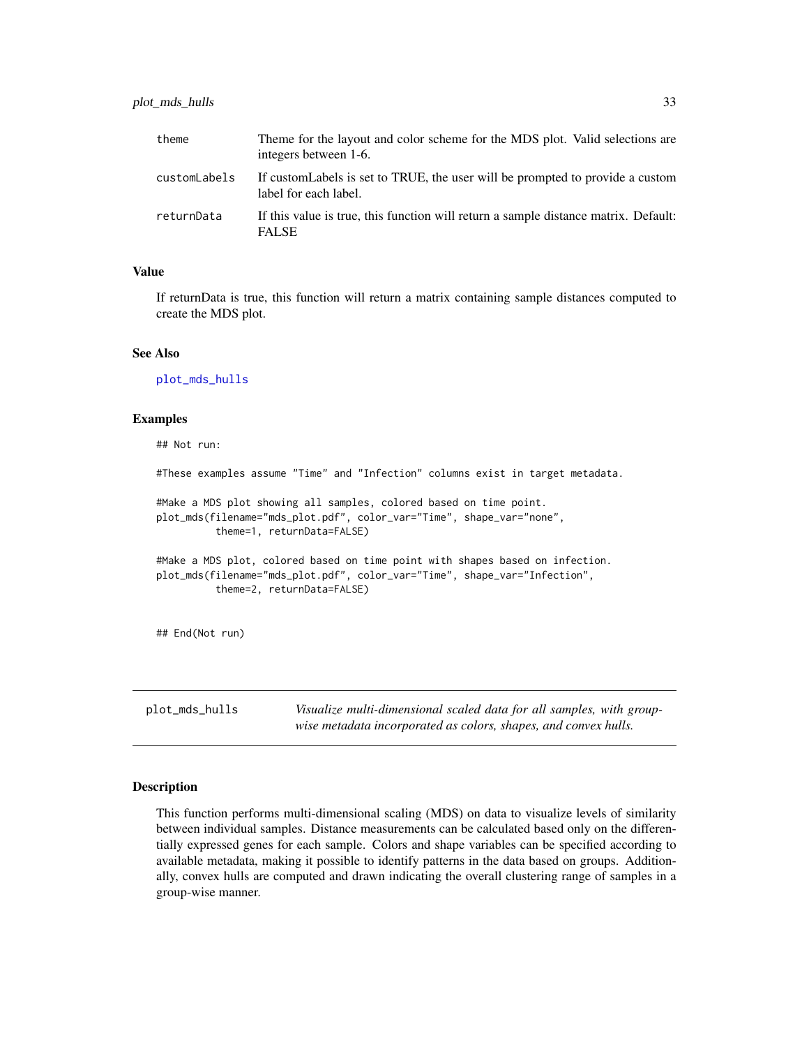| | |
|---|---|
| theme | Theme for the layout and color scheme for the MDS plot. Valid selections are integers between 1-6. |
| customLabels | If customLabels is set to TRUE, the user will be prompted to provide a custom label for each label. |
| returnData | If this value is true, this function will return a sample distance matrix. Default: FALSE |

### Value

If returnData is true, this function will return a matrix containing sample distances computed to create the MDS plot.

### See Also

plot_mds_hulls

### Examples

```
## Not run:

#These examples assume "Time" and "Infection" columns exist in target metadata.

#Make a MDS plot showing all samples, colored based on time point.
plot_mds(filename="mds_plot.pdf", color_var="Time", shape_var="none",
         theme=1, returnData=FALSE)

#Make a MDS plot, colored based on time point with shapes based on infection.
plot_mds(filename="mds_plot.pdf", color_var="Time", shape_var="Infection",
         theme=2, returnData=FALSE)


## End(Not run)
```

---

## plot_mds_hulls

*Visualize multi-dimensional scaled data for all samples, with group-wise metadata incorporated as colors, shapes, and convex hulls.*

---

### Description

This function performs multi-dimensional scaling (MDS) on data to visualize levels of similarity between individual samples. Distance measurements can be calculated based only on the differentially expressed genes for each sample. Colors and shape variables can be specified according to available metadata, making it possible to identify patterns in the data based on groups. Additionally, convex hulls are computed and drawn indicating the overall clustering range of samples in a group-wise manner.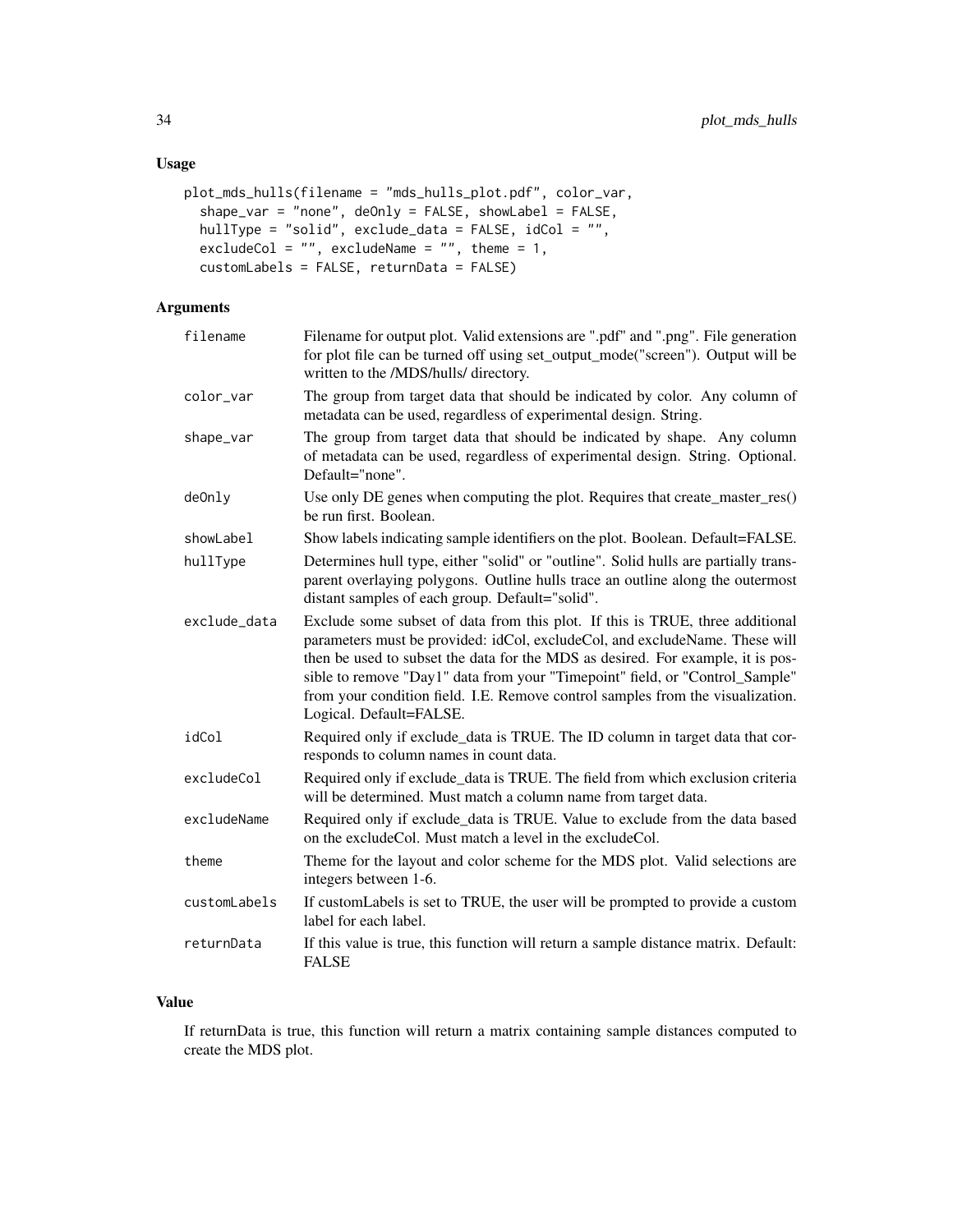## Usage

```
plot_mds_hulls(filename = "mds_hulls_plot.pdf", color_var,
  shape_var = "none", deOnly = FALSE, showLabel = FALSE,
  hullType = "solid", exclude_data = FALSE, idCol = "",
  excludeCol = "", excludeName = "", theme = 1,
  customLabels = FALSE, returnData = FALSE)
```

## Arguments

| | |
|---|---|
| `filename` | Filename for output plot. Valid extensions are ".pdf" and ".png". File generation for plot file can be turned off using set_output_mode("screen"). Output will be written to the /MDS/hulls/ directory. |
| `color_var` | The group from target data that should be indicated by color. Any column of metadata can be used, regardless of experimental design. String. |
| `shape_var` | The group from target data that should be indicated by shape. Any column of metadata can be used, regardless of experimental design. String. Optional. Default="none". |
| `deOnly` | Use only DE genes when computing the plot. Requires that create_master_res() be run first. Boolean. |
| `showLabel` | Show labels indicating sample identifiers on the plot. Boolean. Default=FALSE. |
| `hullType` | Determines hull type, either "solid" or "outline". Solid hulls are partially transparent overlaying polygons. Outline hulls trace an outline along the outermost distant samples of each group. Default="solid". |
| `exclude_data` | Exclude some subset of data from this plot. If this is TRUE, three additional parameters must be provided: idCol, excludeCol, and excludeName. These will then be used to subset the data for the MDS as desired. For example, it is possible to remove "Day1" data from your "Timepoint" field, or "Control_Sample" from your condition field. I.E. Remove control samples from the visualization. Logical. Default=FALSE. |
| `idCol` | Required only if exclude_data is TRUE. The ID column in target data that corresponds to column names in count data. |
| `excludeCol` | Required only if exclude_data is TRUE. The field from which exclusion criteria will be determined. Must match a column name from target data. |
| `excludeName` | Required only if exclude_data is TRUE. Value to exclude from the data based on the excludeCol. Must match a level in the excludeCol. |
| `theme` | Theme for the layout and color scheme for the MDS plot. Valid selections are integers between 1-6. |
| `customLabels` | If customLabels is set to TRUE, the user will be prompted to provide a custom label for each label. |
| `returnData` | If this value is true, this function will return a sample distance matrix. Default: FALSE |

## Value

If returnData is true, this function will return a matrix containing sample distances computed to create the MDS plot.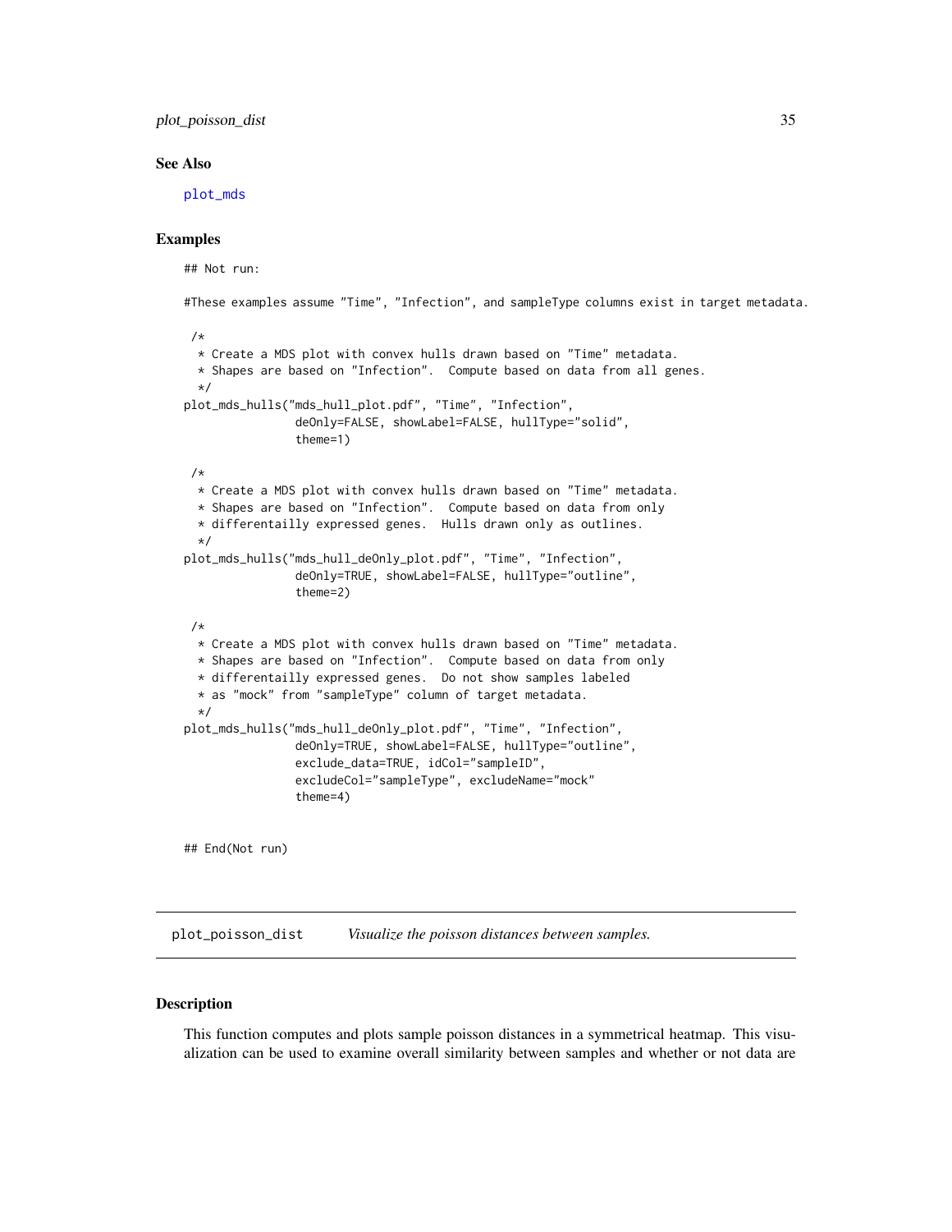## See Also

plot_mds

## Examples

```
## Not run:

#These examples assume "Time", "Infection", and sampleType columns exist in target metadata.

 /*
  * Create a MDS plot with convex hulls drawn based on "Time" metadata.
  * Shapes are based on "Infection".  Compute based on data from all genes.
  */
plot_mds_hulls("mds_hull_plot.pdf", "Time", "Infection",
               deOnly=FALSE, showLabel=FALSE, hullType="solid",
               theme=1)

 /*
  * Create a MDS plot with convex hulls drawn based on "Time" metadata.
  * Shapes are based on "Infection".  Compute based on data from only
  * differentailly expressed genes.  Hulls drawn only as outlines.
  */
plot_mds_hulls("mds_hull_deOnly_plot.pdf", "Time", "Infection",
               deOnly=TRUE, showLabel=FALSE, hullType="outline",
               theme=2)

 /*
  * Create a MDS plot with convex hulls drawn based on "Time" metadata.
  * Shapes are based on "Infection".  Compute based on data from only
  * differentailly expressed genes.  Do not show samples labeled
  * as "mock" from "sampleType" column of target metadata.
  */
plot_mds_hulls("mds_hull_deOnly_plot.pdf", "Time", "Infection",
               deOnly=TRUE, showLabel=FALSE, hullType="outline",
               exclude_data=TRUE, idCol="sampleID",
               excludeCol="sampleType", excludeName="mock"
               theme=4)


## End(Not run)
```

---

# plot_poisson_dist *Visualize the poisson distances between samples.*

---

## Description

This function computes and plots sample poisson distances in a symmetrical heatmap. This visualization can be used to examine overall similarity between samples and whether or not data are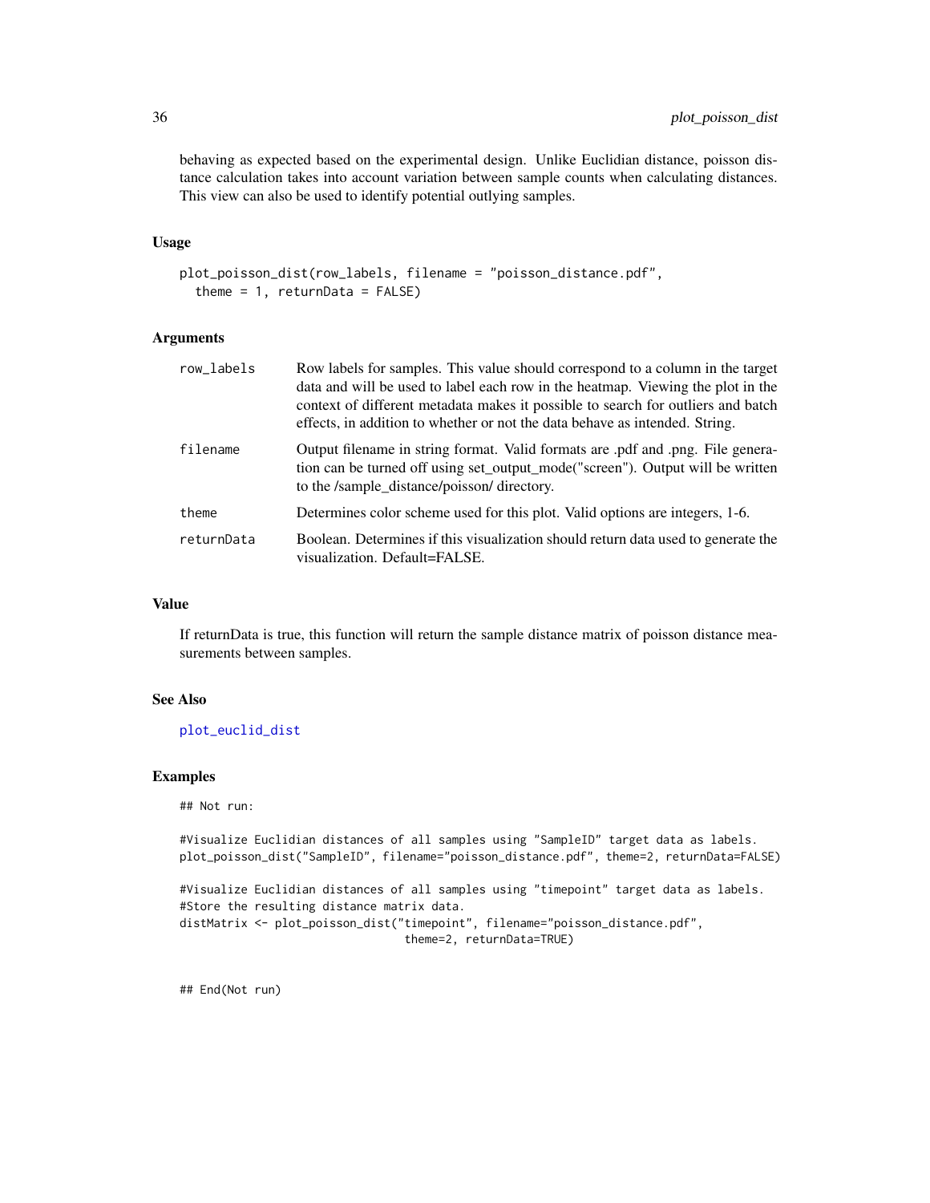behaving as expected based on the experimental design. Unlike Euclidian distance, poisson distance calculation takes into account variation between sample counts when calculating distances. This view can also be used to identify potential outlying samples.

### Usage

```
plot_poisson_dist(row_labels, filename = "poisson_distance.pdf",
  theme = 1, returnData = FALSE)
```

### Arguments

| | |
|---|---|
| row_labels | Row labels for samples. This value should correspond to a column in the target data and will be used to label each row in the heatmap. Viewing the plot in the context of different metadata makes it possible to search for outliers and batch effects, in addition to whether or not the data behave as intended. String. |
| filename | Output filename in string format. Valid formats are .pdf and .png. File generation can be turned off using set_output_mode("screen"). Output will be written to the /sample_distance/poisson/ directory. |
| theme | Determines color scheme used for this plot. Valid options are integers, 1-6. |
| returnData | Boolean. Determines if this visualization should return data used to generate the visualization. Default=FALSE. |

### Value

If returnData is true, this function will return the sample distance matrix of poisson distance measurements between samples.

### See Also

plot_euclid_dist

### Examples

```
## Not run:

#Visualize Euclidian distances of all samples using "SampleID" target data as labels.
plot_poisson_dist("SampleID", filename="poisson_distance.pdf", theme=2, returnData=FALSE)

#Visualize Euclidian distances of all samples using "timepoint" target data as labels.
#Store the resulting distance matrix data.
distMatrix <- plot_poisson_dist("timepoint", filename="poisson_distance.pdf",
                                theme=2, returnData=TRUE)


## End(Not run)
```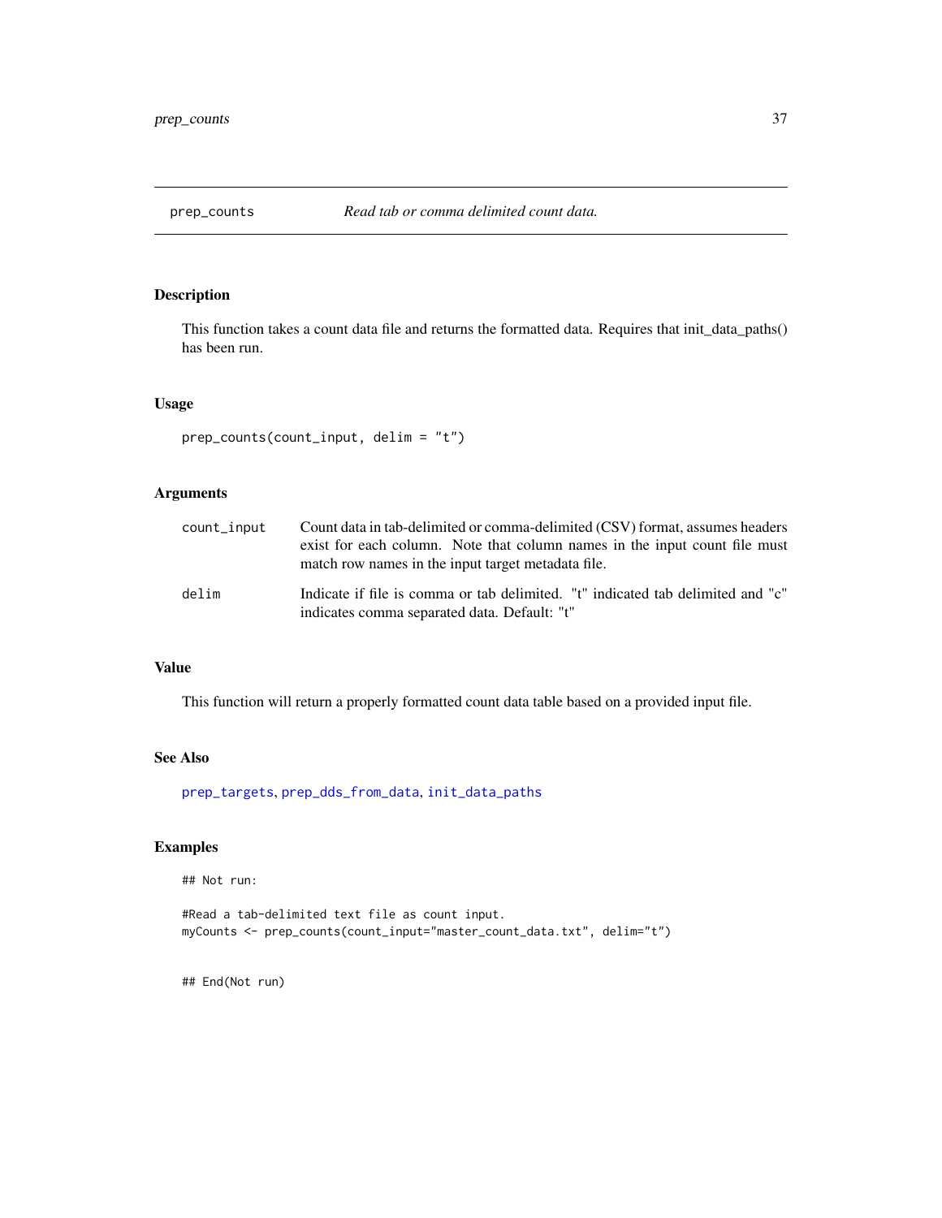`prep_counts` *Read tab or comma delimited count data.*

## Description

This function takes a count data file and returns the formatted data. Requires that init_data_paths() has been run.

## Usage

```
prep_counts(count_input, delim = "t")
```

## Arguments

| | |
|---|---|
| `count_input` | Count data in tab-delimited or comma-delimited (CSV) format, assumes headers exist for each column. Note that column names in the input count file must match row names in the input target metadata file. |
| `delim` | Indicate if file is comma or tab delimited. "t" indicated tab delimited and "c" indicates comma separated data. Default: "t" |

## Value

This function will return a properly formatted count data table based on a provided input file.

## See Also

`prep_targets`, `prep_dds_from_data`, `init_data_paths`

## Examples

```
## Not run:

#Read a tab-delimited text file as count input.
myCounts <- prep_counts(count_input="master_count_data.txt", delim="t")


## End(Not run)
```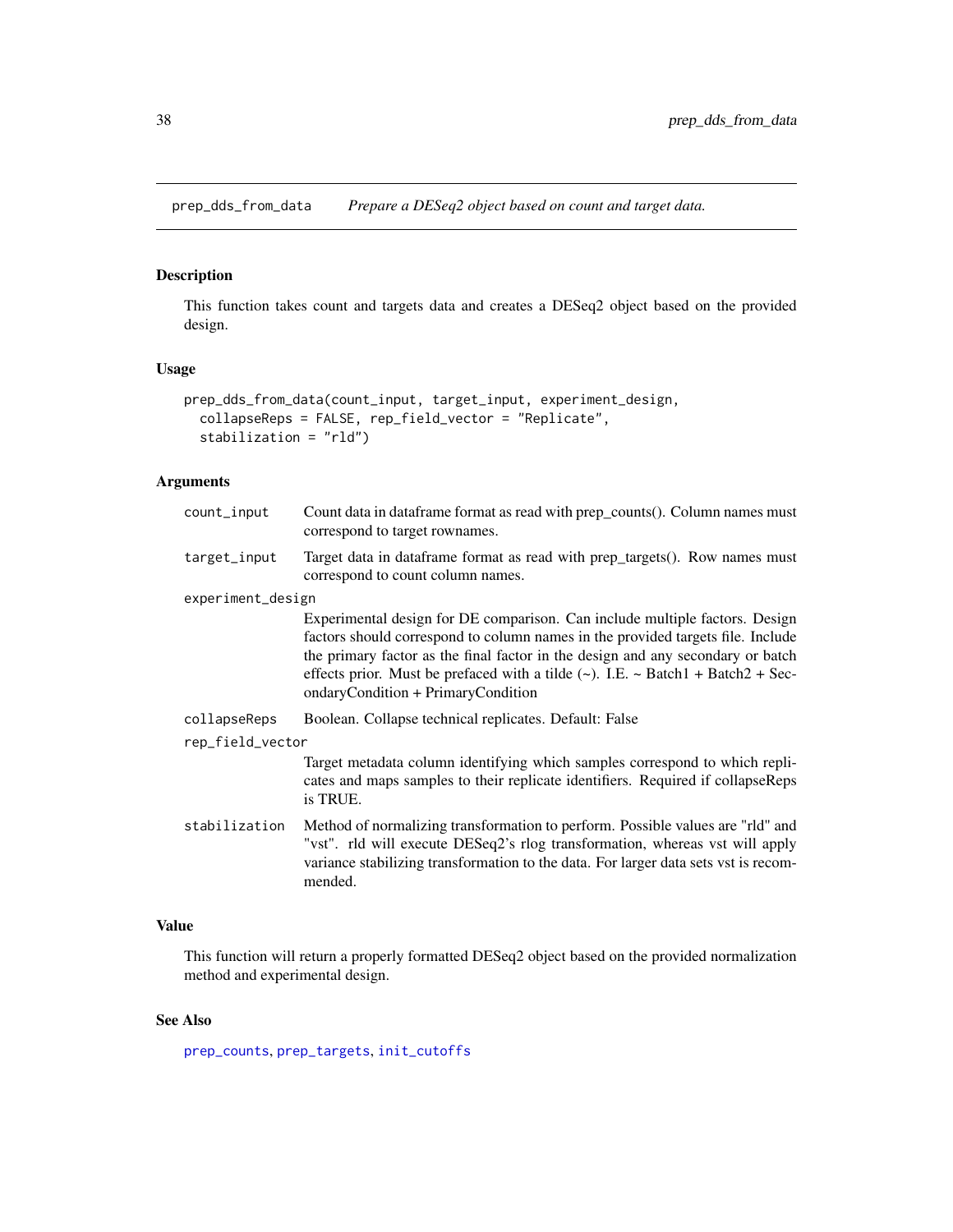## prep_dds_from_data *Prepare a DESeq2 object based on count and target data.*

### Description

This function takes count and targets data and creates a DESeq2 object based on the provided design.

### Usage

```
prep_dds_from_data(count_input, target_input, experiment_design,
  collapseReps = FALSE, rep_field_vector = "Replicate",
  stabilization = "rld")
```

### Arguments

| | |
|---|---|
| count_input | Count data in dataframe format as read with prep_counts(). Column names must correspond to target rownames. |
| target_input | Target data in dataframe format as read with prep_targets(). Row names must correspond to count column names. |
| experiment_design | Experimental design for DE comparison. Can include multiple factors. Design factors should correspond to column names in the provided targets file. Include the primary factor as the final factor in the design and any secondary or batch effects prior. Must be prefaced with a tilde (~). I.E. ~ Batch1 + Batch2 + SecondaryCondition + PrimaryCondition |
| collapseReps | Boolean. Collapse technical replicates. Default: False |
| rep_field_vector | Target metadata column identifying which samples correspond to which replicates and maps samples to their replicate identifiers. Required if collapseReps is TRUE. |
| stabilization | Method of normalizing transformation to perform. Possible values are "rld" and "vst". rld will execute DESeq2's rlog transformation, whereas vst will apply variance stabilizing transformation to the data. For larger data sets vst is recommended. |

### Value

This function will return a properly formatted DESeq2 object based on the provided normalization method and experimental design.

### See Also

prep_counts, prep_targets, init_cutoffs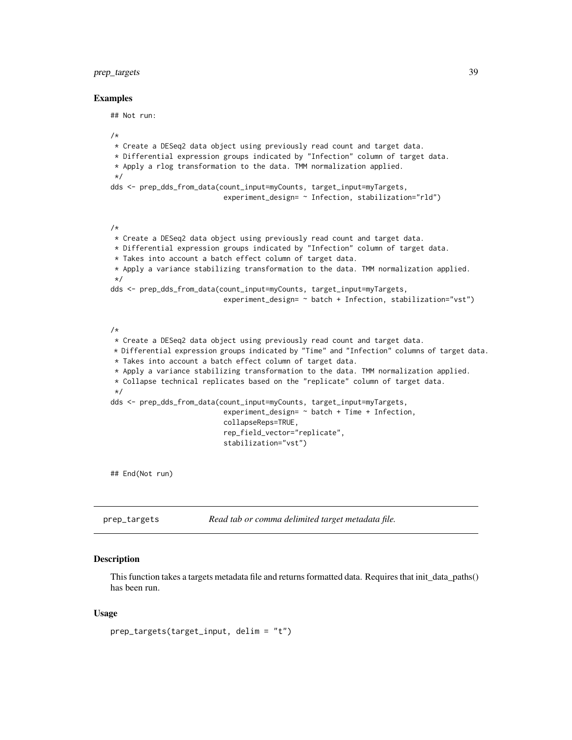### Examples

```
## Not run:

/*
 * Create a DESeq2 data object using previously read count and target data.
 * Differential expression groups indicated by "Infection" column of target data.
 * Apply a rlog transformation to the data. TMM normalization applied.
 */
dds <- prep_dds_from_data(count_input=myCounts, target_input=myTargets,
                          experiment_design= ~ Infection, stabilization="rld")


/*
 * Create a DESeq2 data object using previously read count and target data.
 * Differential expression groups indicated by "Infection" column of target data.
 * Takes into account a batch effect column of target data.
 * Apply a variance stabilizing transformation to the data. TMM normalization applied.
 */
dds <- prep_dds_from_data(count_input=myCounts, target_input=myTargets,
                          experiment_design= ~ batch + Infection, stabilization="vst")


/*
 * Create a DESeq2 data object using previously read count and target data.
 * Differential expression groups indicated by "Time" and "Infection" columns of target data.
 * Takes into account a batch effect column of target data.
 * Apply a variance stabilizing transformation to the data. TMM normalization applied.
 * Collapse technical replicates based on the "replicate" column of target data.
 */
dds <- prep_dds_from_data(count_input=myCounts, target_input=myTargets,
                          experiment_design= ~ batch + Time + Infection,
                          collapseReps=TRUE,
                          rep_field_vector="replicate",
                          stabilization="vst")


## End(Not run)
```

---

## prep_targets — *Read tab or comma delimited target metadata file.*

### Description

This function takes a targets metadata file and returns formatted data. Requires that init_data_paths() has been run.

### Usage

```
prep_targets(target_input, delim = "t")
```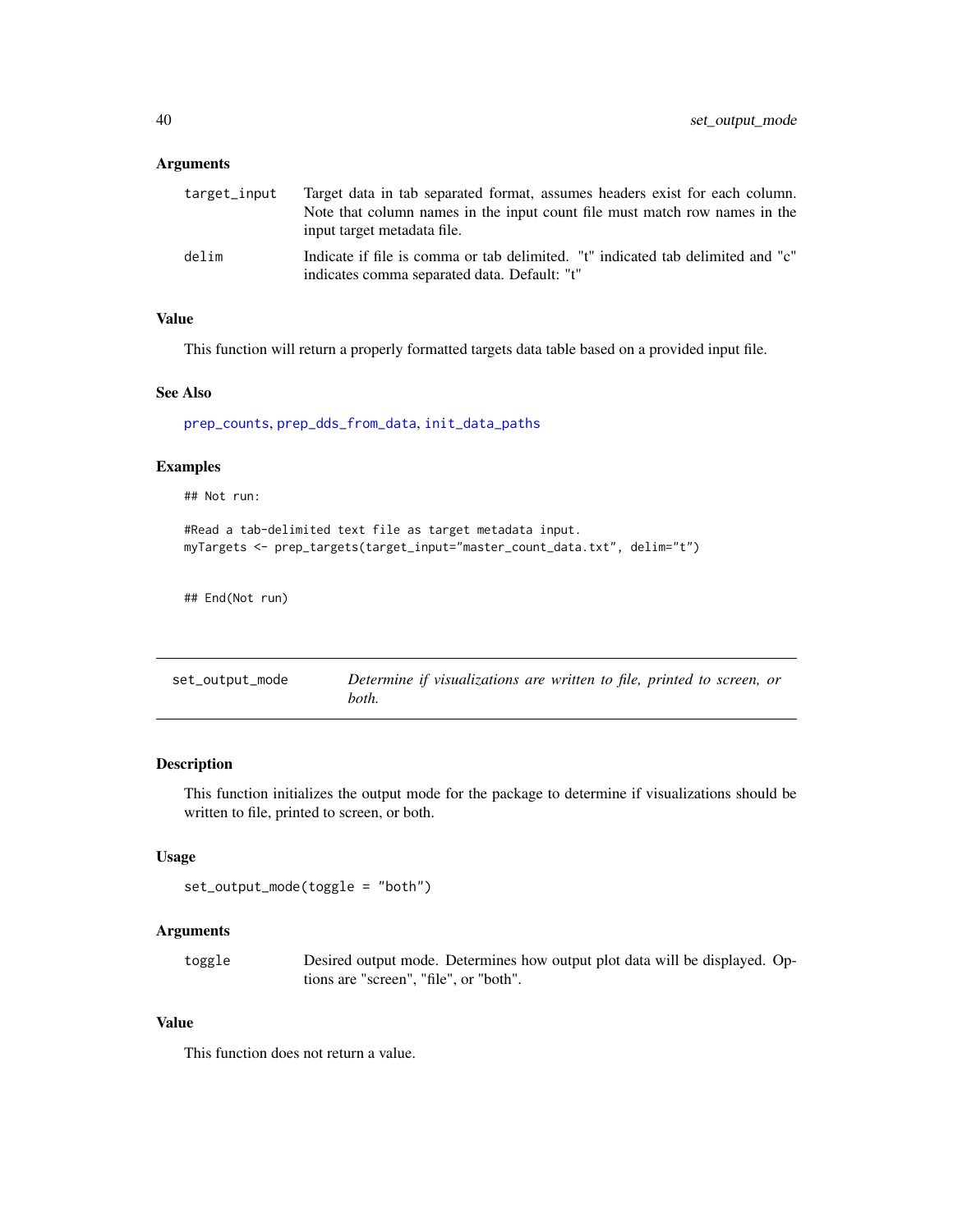### Arguments

| | |
|---|---|
| `target_input` | Target data in tab separated format, assumes headers exist for each column. Note that column names in the input count file must match row names in the input target metadata file. |
| `delim` | Indicate if file is comma or tab delimited. "t" indicated tab delimited and "c" indicates comma separated data. Default: "t" |

### Value

This function will return a properly formatted targets data table based on a provided input file.

### See Also

prep_counts, prep_dds_from_data, init_data_paths

### Examples

```
## Not run:

#Read a tab-delimited text file as target metadata input.
myTargets <- prep_targets(target_input="master_count_data.txt", delim="t")


## End(Not run)
```

---

## set_output_mode *Determine if visualizations are written to file, printed to screen, or both.*

### Description

This function initializes the output mode for the package to determine if visualizations should be written to file, printed to screen, or both.

### Usage

```
set_output_mode(toggle = "both")
```

### Arguments

| | |
|---|---|
| `toggle` | Desired output mode. Determines how output plot data will be displayed. Options are "screen", "file", or "both". |

### Value

This function does not return a value.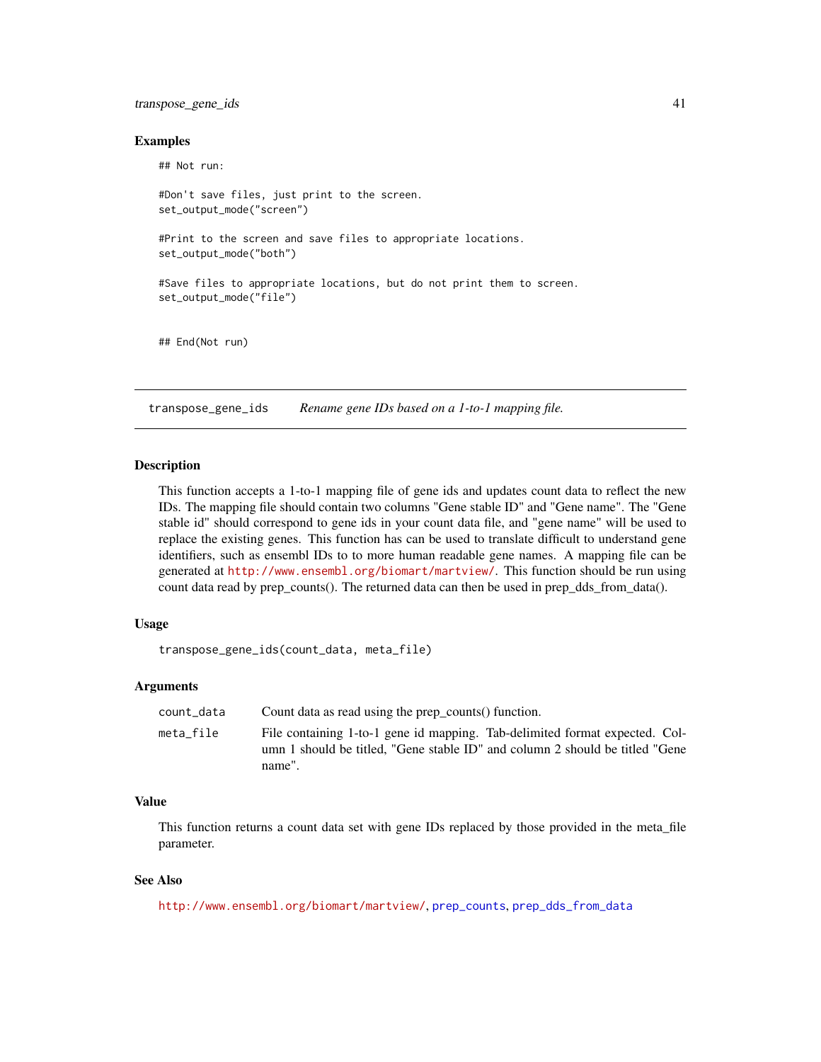### Examples

```
## Not run:

#Don't save files, just print to the screen.
set_output_mode("screen")

#Print to the screen and save files to appropriate locations.
set_output_mode("both")

#Save files to appropriate locations, but do not print them to screen.
set_output_mode("file")


## End(Not run)
```

---

## transpose_gene_ids *Rename gene IDs based on a 1-to-1 mapping file.*

---

### Description

This function accepts a 1-to-1 mapping file of gene ids and updates count data to reflect the new IDs. The mapping file should contain two columns "Gene stable ID" and "Gene name". The "Gene stable id" should correspond to gene ids in your count data file, and "gene name" will be used to replace the existing genes. This function has can be used to translate difficult to understand gene identifiers, such as ensembl IDs to to more human readable gene names. A mapping file can be generated at http://www.ensembl.org/biomart/martview/. This function should be run using count data read by prep_counts(). The returned data can then be used in prep_dds_from_data().

### Usage

```
transpose_gene_ids(count_data, meta_file)
```

### Arguments

| | |
|---|---|
| `count_data` | Count data as read using the prep_counts() function. |
| `meta_file` | File containing 1-to-1 gene id mapping. Tab-delimited format expected. Column 1 should be titled, "Gene stable ID" and column 2 should be titled "Gene name". |

### Value

This function returns a count data set with gene IDs replaced by those provided in the meta_file parameter.

### See Also

http://www.ensembl.org/biomart/martview/, prep_counts, prep_dds_from_data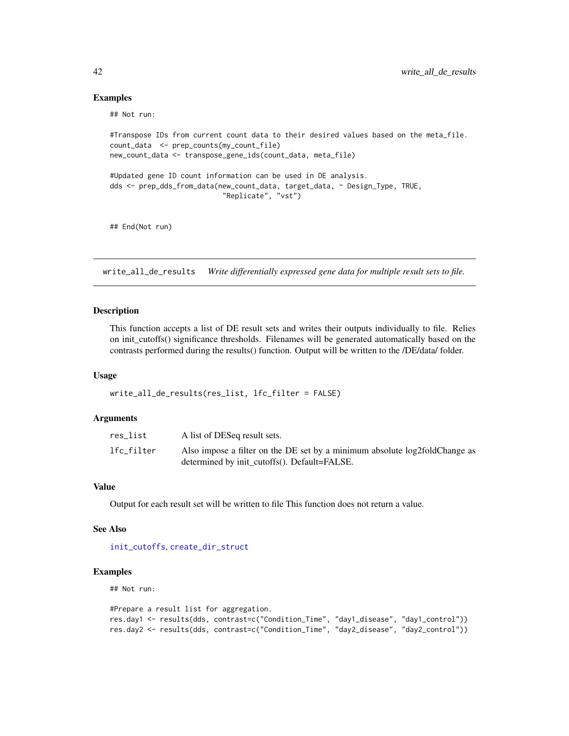### Examples

```
## Not run:

#Transpose IDs from current count data to their desired values based on the meta_file.
count_data  <- prep_counts(my_count_file)
new_count_data <- transpose_gene_ids(count_data, meta_file)

#Updated gene ID count information can be used in DE analysis.
dds <- prep_dds_from_data(new_count_data, target_data, ~ Design_Type, TRUE,
                          "Replicate", "vst")


## End(Not run)
```

---

## write_all_de_results — *Write differentially expressed gene data for multiple result sets to file.*

---

### Description

This function accepts a list of DE result sets and writes their outputs individually to file. Relies on init_cutoffs() significance thresholds. Filenames will be generated automatically based on the contrasts performed during the results() function. Output will be written to the /DE/data/ folder.

### Usage

```
write_all_de_results(res_list, lfc_filter = FALSE)
```

### Arguments

| | |
|---|---|
| `res_list` | A list of DESeq result sets. |
| `lfc_filter` | Also impose a filter on the DE set by a minimum absolute log2foldChange as determined by init_cutoffs(). Default=FALSE. |

### Value

Output for each result set will be written to file This function does not return a value.

### See Also

init_cutoffs, create_dir_struct

### Examples

```
## Not run:

#Prepare a result list for aggregation.
res.day1 <- results(dds, contrast=c("Condition_Time", "day1_disease", "day1_control"))
res.day2 <- results(dds, contrast=c("Condition_Time", "day2_disease", "day2_control"))
```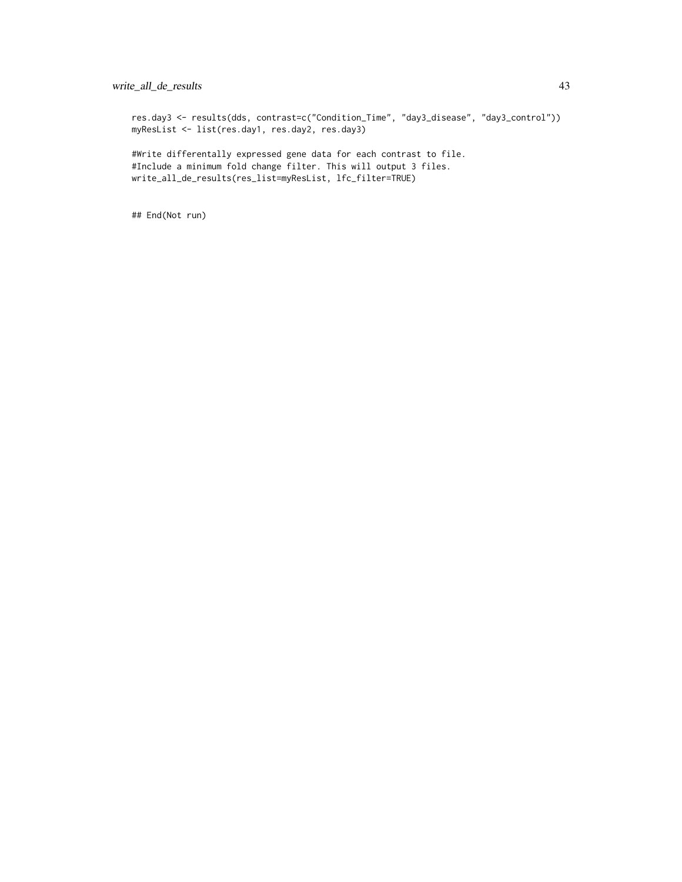```
res.day3 <- results(dds, contrast=c("Condition_Time", "day3_disease", "day3_control"))
myResList <- list(res.day1, res.day2, res.day3)

#Write differentally expressed gene data for each contrast to file.
#Include a minimum fold change filter. This will output 3 files.
write_all_de_results(res_list=myResList, lfc_filter=TRUE)


## End(Not run)
```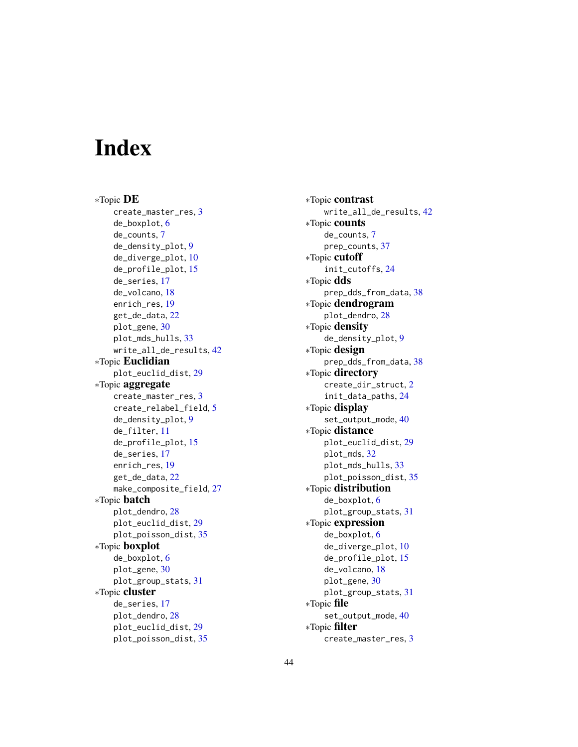# Index

∗Topic **DE**

- create_master_res, 3
- de_boxplot, 6
- de_counts, 7
- de_density_plot, 9
- de_diverge_plot, 10
- de_profile_plot, 15
- de_series, 17
- de_volcano, 18
- enrich_res, 19
- get_de_data, 22
- plot_gene, 30
- plot_mds_hulls, 33
- write_all_de_results, 42

∗Topic **Euclidian**

- plot_euclid_dist, 29

∗Topic **aggregate**

- create_master_res, 3
- create_relabel_field, 5
- de_density_plot, 9
- de_filter, 11
- de_profile_plot, 15
- de_series, 17
- enrich_res, 19
- get_de_data, 22
- make_composite_field, 27

∗Topic **batch**

- plot_dendro, 28
- plot_euclid_dist, 29
- plot_poisson_dist, 35

∗Topic **boxplot**

- de_boxplot, 6
- plot_gene, 30
- plot_group_stats, 31

∗Topic **cluster**

- de_series, 17
- plot_dendro, 28
- plot_euclid_dist, 29
- plot_poisson_dist, 35

∗Topic **contrast**

- write_all_de_results, 42

∗Topic **counts**

- de_counts, 7
- prep_counts, 37

∗Topic **cutoff**

- init_cutoffs, 24

∗Topic **dds**

- prep_dds_from_data, 38

∗Topic **dendrogram**

- plot_dendro, 28

∗Topic **density**

- de_density_plot, 9

∗Topic **design**

- prep_dds_from_data, 38

∗Topic **directory**

- create_dir_struct, 2
- init_data_paths, 24

∗Topic **display**

- set_output_mode, 40

∗Topic **distance**

- plot_euclid_dist, 29
- plot_mds, 32
- plot_mds_hulls, 33
- plot_poisson_dist, 35

∗Topic **distribution**

- de_boxplot, 6
- plot_group_stats, 31

∗Topic **expression**

- de_boxplot, 6
- de_diverge_plot, 10
- de_profile_plot, 15
- de_volcano, 18
- plot_gene, 30
- plot_group_stats, 31

∗Topic **file**

- set_output_mode, 40

∗Topic **filter**

- create_master_res, 3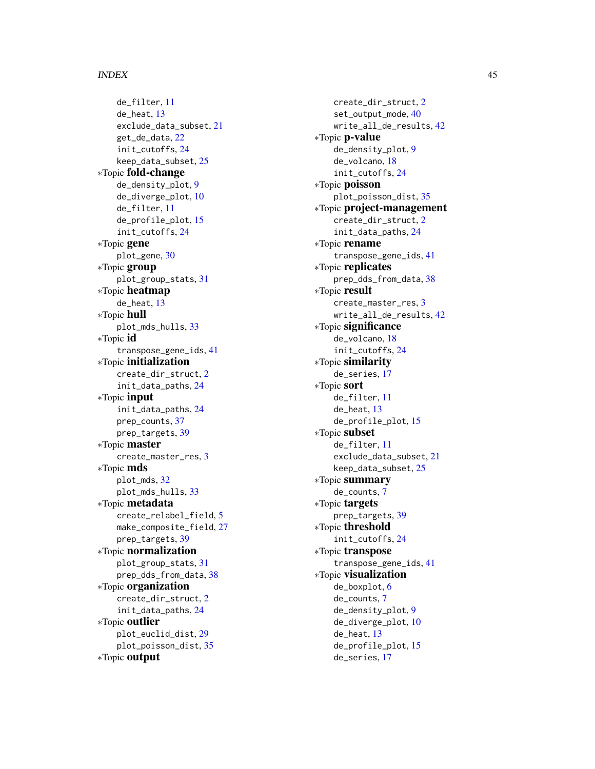de_filter, 11
de_heat, 13
exclude_data_subset, 21
get_de_data, 22
init_cutoffs, 24
keep_data_subset, 25

∗Topic **fold-change**
de_density_plot, 9
de_diverge_plot, 10
de_filter, 11
de_profile_plot, 15
init_cutoffs, 24

∗Topic **gene**
plot_gene, 30

∗Topic **group**
plot_group_stats, 31

∗Topic **heatmap**
de_heat, 13

∗Topic **hull**
plot_mds_hulls, 33

∗Topic **id**
transpose_gene_ids, 41

∗Topic **initialization**
create_dir_struct, 2
init_data_paths, 24

∗Topic **input**
init_data_paths, 24
prep_counts, 37
prep_targets, 39

∗Topic **master**
create_master_res, 3

∗Topic **mds**
plot_mds, 32
plot_mds_hulls, 33

∗Topic **metadata**
create_relabel_field, 5
make_composite_field, 27
prep_targets, 39

∗Topic **normalization**
plot_group_stats, 31
prep_dds_from_data, 38

∗Topic **organization**
create_dir_struct, 2
init_data_paths, 24

∗Topic **outlier**
plot_euclid_dist, 29
plot_poisson_dist, 35

∗Topic **output**
create_dir_struct, 2
set_output_mode, 40
write_all_de_results, 42

∗Topic **p-value**
de_density_plot, 9
de_volcano, 18
init_cutoffs, 24

∗Topic **poisson**
plot_poisson_dist, 35

∗Topic **project-management**
create_dir_struct, 2
init_data_paths, 24

∗Topic **rename**
transpose_gene_ids, 41

∗Topic **replicates**
prep_dds_from_data, 38

∗Topic **result**
create_master_res, 3
write_all_de_results, 42

∗Topic **significance**
de_volcano, 18
init_cutoffs, 24

∗Topic **similarity**
de_series, 17

∗Topic **sort**
de_filter, 11
de_heat, 13
de_profile_plot, 15

∗Topic **subset**
de_filter, 11
exclude_data_subset, 21
keep_data_subset, 25

∗Topic **summary**
de_counts, 7

∗Topic **targets**
prep_targets, 39

∗Topic **threshold**
init_cutoffs, 24

∗Topic **transpose**
transpose_gene_ids, 41

∗Topic **visualization**
de_boxplot, 6
de_counts, 7
de_density_plot, 9
de_diverge_plot, 10
de_heat, 13
de_profile_plot, 15
de_series, 17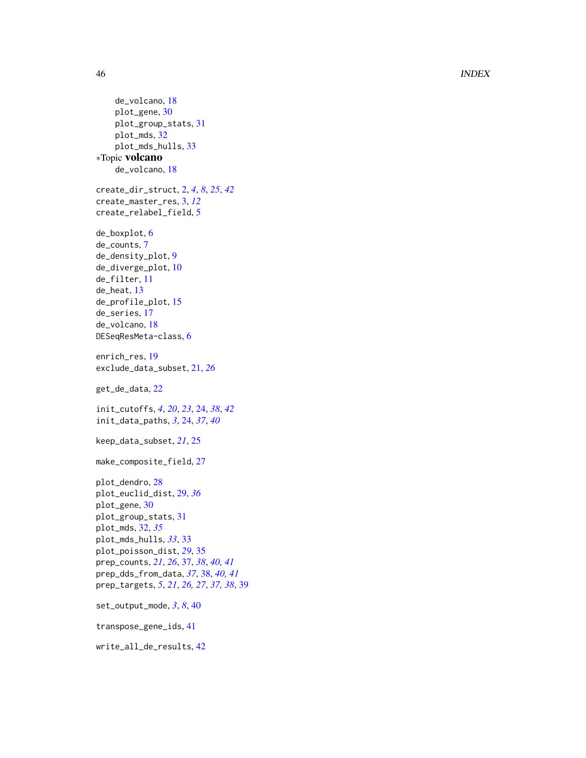de_volcano, 18
    plot_gene, 30
    plot_group_stats, 31
    plot_mds, 32
    plot_mds_hulls, 33

∗Topic **volcano**
    de_volcano, 18

create_dir_struct, 2, *4*, *8*, *25*, *42*
create_master_res, 3, *12*
create_relabel_field, 5

de_boxplot, 6
de_counts, 7
de_density_plot, 9
de_diverge_plot, 10
de_filter, 11
de_heat, 13
de_profile_plot, 15
de_series, 17
de_volcano, 18
DESeqResMeta-class, 6

enrich_res, 19
exclude_data_subset, 21, *26*

get_de_data, 22

init_cutoffs, *4*, *20*, *23*, 24, *38*, *42*
init_data_paths, *3*, 24, *37*, *40*

keep_data_subset, *21*, 25

make_composite_field, 27

plot_dendro, 28
plot_euclid_dist, 29, *36*
plot_gene, 30
plot_group_stats, 31
plot_mds, 32, *35*
plot_mds_hulls, *33*, 33
plot_poisson_dist, *29*, 35
prep_counts, *21*, *26*, 37, *38*, *40, 41*
prep_dds_from_data, *37*, 38, *40, 41*
prep_targets, *5*, *21*, *26, 27*, *37, 38*, 39

set_output_mode, *3*, *8*, 40

transpose_gene_ids, 41

write_all_de_results, 42